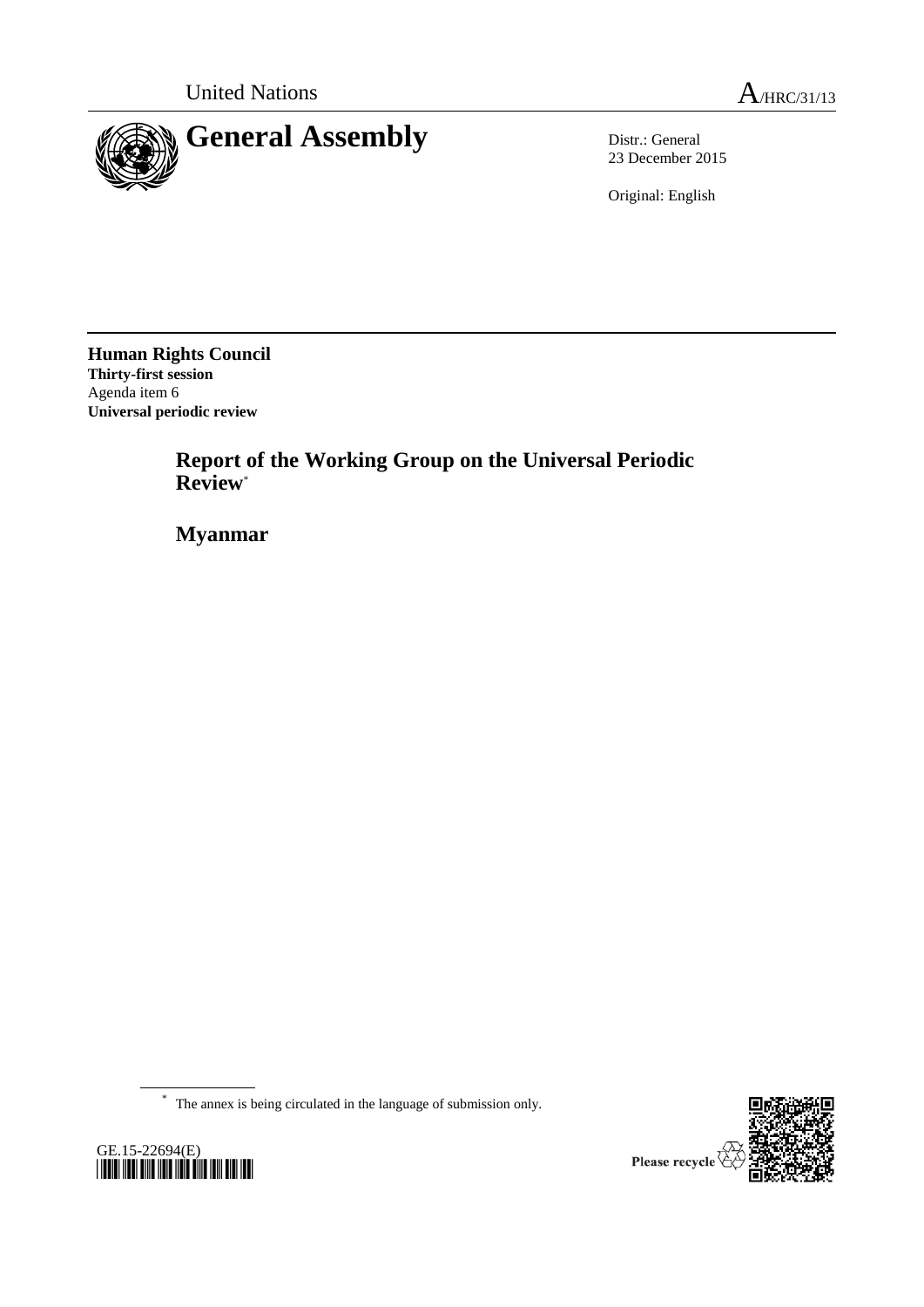United Nations

A/HRC/31/13

# General Assembly

Distr.: General
23 December 2015

Original: English

**Human Rights Council**
**Thirty-first session**
Agenda item 6
**Universal periodic review**

## Report of the Working Group on the Universal Periodic Review*

## Myanmar

* The annex is being circulated in the language of submission only.

GE.15-22694(E)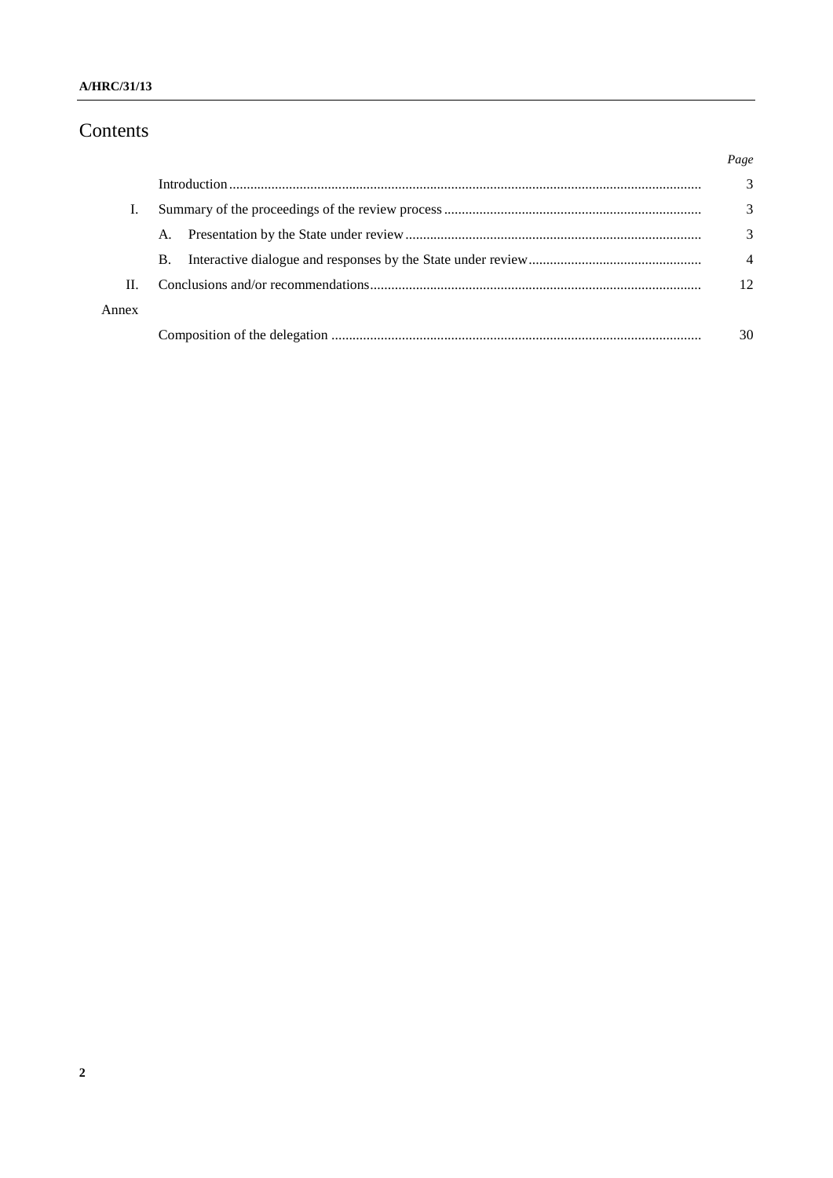# Contents

| | | Page |
|---|---|---|
| | Introduction | 3 |
| I. | Summary of the proceedings of the review process | 3 |
| | A. Presentation by the State under review | 3 |
| | B. Interactive dialogue and responses by the State under review | 4 |
| II. | Conclusions and/or recommendations | 12 |
| Annex | | |
| | Composition of the delegation | 30 |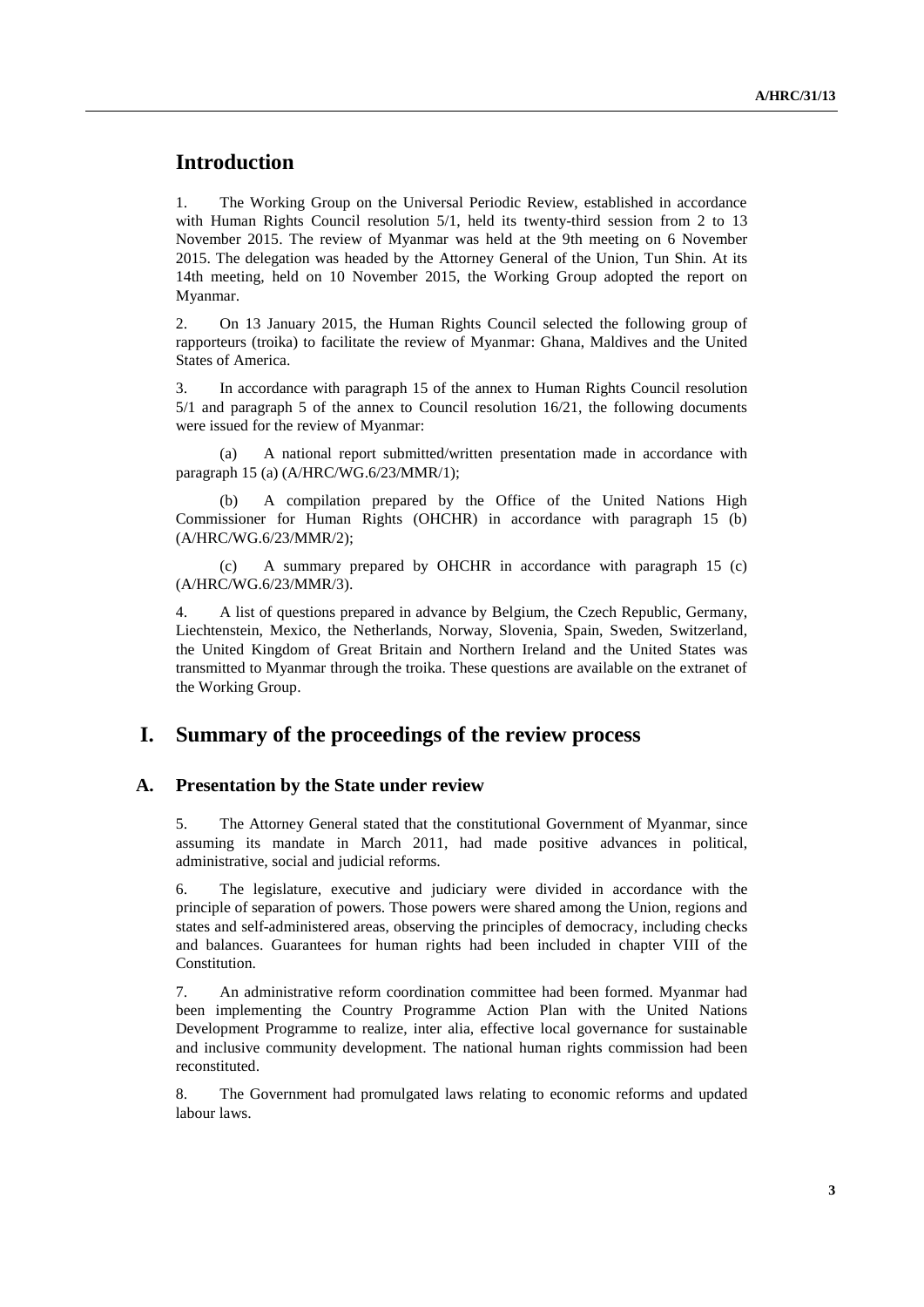# Introduction

1. The Working Group on the Universal Periodic Review, established in accordance with Human Rights Council resolution 5/1, held its twenty-third session from 2 to 13 November 2015. The review of Myanmar was held at the 9th meeting on 6 November 2015. The delegation was headed by the Attorney General of the Union, Tun Shin. At its 14th meeting, held on 10 November 2015, the Working Group adopted the report on Myanmar.

2. On 13 January 2015, the Human Rights Council selected the following group of rapporteurs (troika) to facilitate the review of Myanmar: Ghana, Maldives and the United States of America.

3. In accordance with paragraph 15 of the annex to Human Rights Council resolution 5/1 and paragraph 5 of the annex to Council resolution 16/21, the following documents were issued for the review of Myanmar:

(a) A national report submitted/written presentation made in accordance with paragraph 15 (a) (A/HRC/WG.6/23/MMR/1);

(b) A compilation prepared by the Office of the United Nations High Commissioner for Human Rights (OHCHR) in accordance with paragraph 15 (b) (A/HRC/WG.6/23/MMR/2);

(c) A summary prepared by OHCHR in accordance with paragraph 15 (c) (A/HRC/WG.6/23/MMR/3).

4. A list of questions prepared in advance by Belgium, the Czech Republic, Germany, Liechtenstein, Mexico, the Netherlands, Norway, Slovenia, Spain, Sweden, Switzerland, the United Kingdom of Great Britain and Northern Ireland and the United States was transmitted to Myanmar through the troika. These questions are available on the extranet of the Working Group.

# I. Summary of the proceedings of the review process

## A. Presentation by the State under review

5. The Attorney General stated that the constitutional Government of Myanmar, since assuming its mandate in March 2011, had made positive advances in political, administrative, social and judicial reforms.

6. The legislature, executive and judiciary were divided in accordance with the principle of separation of powers. Those powers were shared among the Union, regions and states and self-administered areas, observing the principles of democracy, including checks and balances. Guarantees for human rights had been included in chapter VIII of the Constitution.

7. An administrative reform coordination committee had been formed. Myanmar had been implementing the Country Programme Action Plan with the United Nations Development Programme to realize, inter alia, effective local governance for sustainable and inclusive community development. The national human rights commission had been reconstituted.

8. The Government had promulgated laws relating to economic reforms and updated labour laws.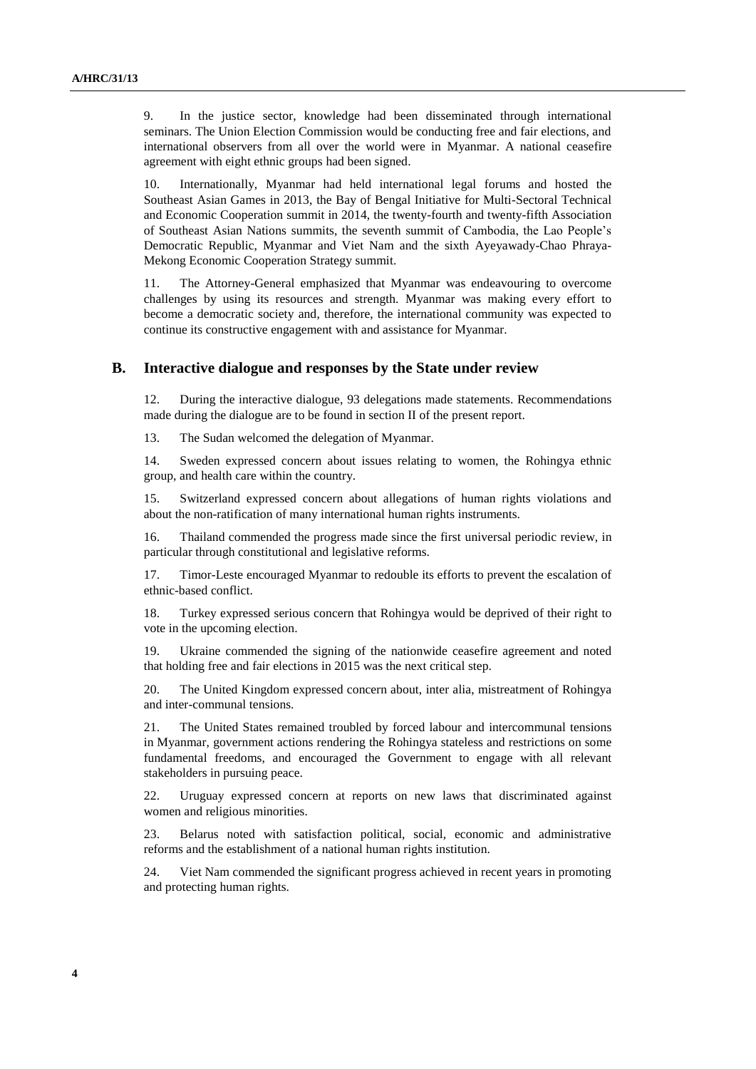9. In the justice sector, knowledge had been disseminated through international seminars. The Union Election Commission would be conducting free and fair elections, and international observers from all over the world were in Myanmar. A national ceasefire agreement with eight ethnic groups had been signed.

10. Internationally, Myanmar had held international legal forums and hosted the Southeast Asian Games in 2013, the Bay of Bengal Initiative for Multi-Sectoral Technical and Economic Cooperation summit in 2014, the twenty-fourth and twenty-fifth Association of Southeast Asian Nations summits, the seventh summit of Cambodia, the Lao People's Democratic Republic, Myanmar and Viet Nam and the sixth Ayeyawady-Chao Phraya-Mekong Economic Cooperation Strategy summit.

11. The Attorney-General emphasized that Myanmar was endeavouring to overcome challenges by using its resources and strength. Myanmar was making every effort to become a democratic society and, therefore, the international community was expected to continue its constructive engagement with and assistance for Myanmar.

## B. Interactive dialogue and responses by the State under review

12. During the interactive dialogue, 93 delegations made statements. Recommendations made during the dialogue are to be found in section II of the present report.

13. The Sudan welcomed the delegation of Myanmar.

14. Sweden expressed concern about issues relating to women, the Rohingya ethnic group, and health care within the country.

15. Switzerland expressed concern about allegations of human rights violations and about the non-ratification of many international human rights instruments.

16. Thailand commended the progress made since the first universal periodic review, in particular through constitutional and legislative reforms.

17. Timor-Leste encouraged Myanmar to redouble its efforts to prevent the escalation of ethnic-based conflict.

18. Turkey expressed serious concern that Rohingya would be deprived of their right to vote in the upcoming election.

19. Ukraine commended the signing of the nationwide ceasefire agreement and noted that holding free and fair elections in 2015 was the next critical step.

20. The United Kingdom expressed concern about, inter alia, mistreatment of Rohingya and inter-communal tensions.

21. The United States remained troubled by forced labour and intercommunal tensions in Myanmar, government actions rendering the Rohingya stateless and restrictions on some fundamental freedoms, and encouraged the Government to engage with all relevant stakeholders in pursuing peace.

22. Uruguay expressed concern at reports on new laws that discriminated against women and religious minorities.

23. Belarus noted with satisfaction political, social, economic and administrative reforms and the establishment of a national human rights institution.

24. Viet Nam commended the significant progress achieved in recent years in promoting and protecting human rights.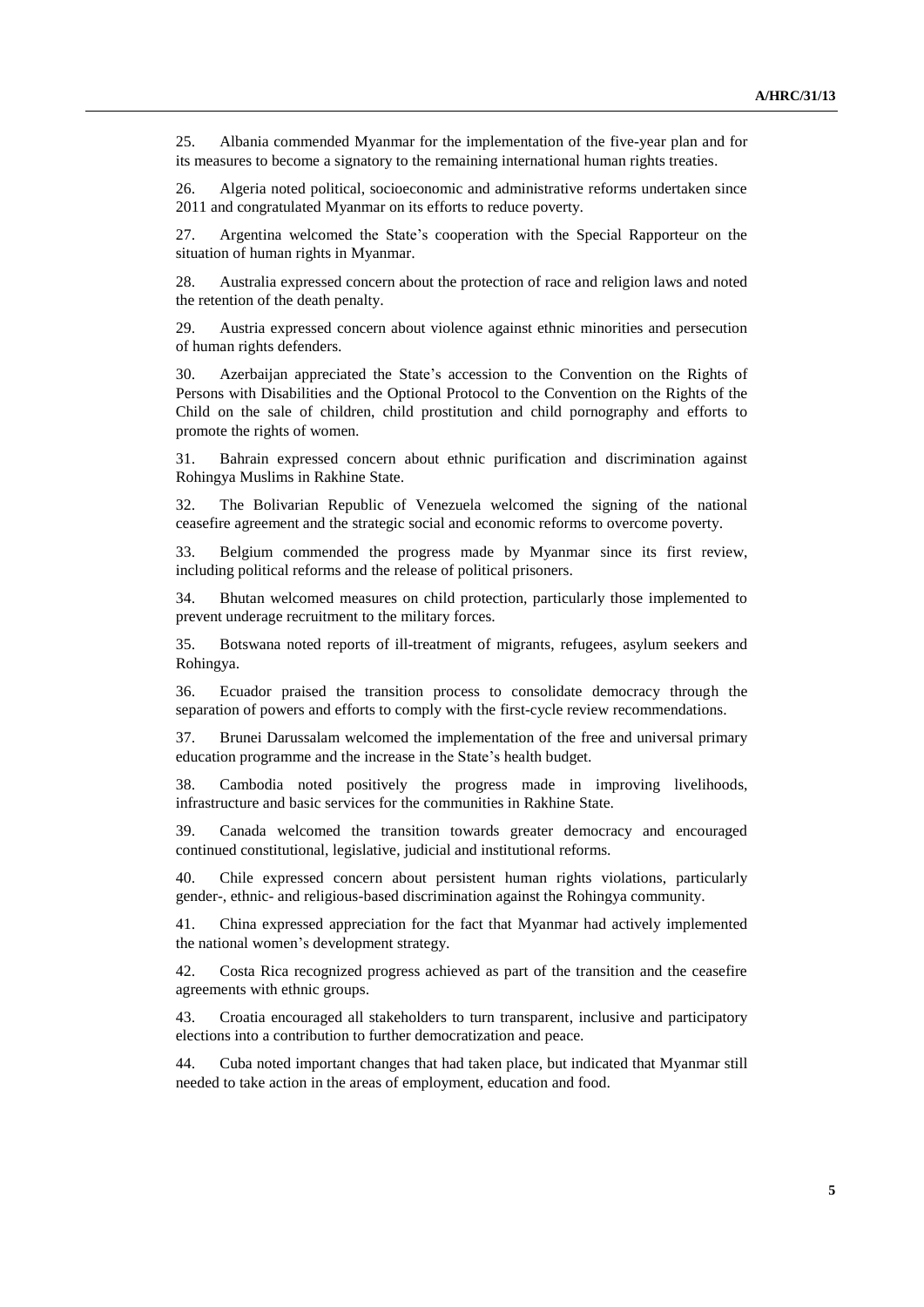25. Albania commended Myanmar for the implementation of the five-year plan and for its measures to become a signatory to the remaining international human rights treaties.

26. Algeria noted political, socioeconomic and administrative reforms undertaken since 2011 and congratulated Myanmar on its efforts to reduce poverty.

27. Argentina welcomed the State's cooperation with the Special Rapporteur on the situation of human rights in Myanmar.

28. Australia expressed concern about the protection of race and religion laws and noted the retention of the death penalty.

29. Austria expressed concern about violence against ethnic minorities and persecution of human rights defenders.

30. Azerbaijan appreciated the State's accession to the Convention on the Rights of Persons with Disabilities and the Optional Protocol to the Convention on the Rights of the Child on the sale of children, child prostitution and child pornography and efforts to promote the rights of women.

31. Bahrain expressed concern about ethnic purification and discrimination against Rohingya Muslims in Rakhine State.

32. The Bolivarian Republic of Venezuela welcomed the signing of the national ceasefire agreement and the strategic social and economic reforms to overcome poverty.

33. Belgium commended the progress made by Myanmar since its first review, including political reforms and the release of political prisoners.

34. Bhutan welcomed measures on child protection, particularly those implemented to prevent underage recruitment to the military forces.

35. Botswana noted reports of ill-treatment of migrants, refugees, asylum seekers and Rohingya.

36. Ecuador praised the transition process to consolidate democracy through the separation of powers and efforts to comply with the first-cycle review recommendations.

37. Brunei Darussalam welcomed the implementation of the free and universal primary education programme and the increase in the State's health budget.

38. Cambodia noted positively the progress made in improving livelihoods, infrastructure and basic services for the communities in Rakhine State.

39. Canada welcomed the transition towards greater democracy and encouraged continued constitutional, legislative, judicial and institutional reforms.

40. Chile expressed concern about persistent human rights violations, particularly gender-, ethnic- and religious-based discrimination against the Rohingya community.

41. China expressed appreciation for the fact that Myanmar had actively implemented the national women's development strategy.

42. Costa Rica recognized progress achieved as part of the transition and the ceasefire agreements with ethnic groups.

43. Croatia encouraged all stakeholders to turn transparent, inclusive and participatory elections into a contribution to further democratization and peace.

44. Cuba noted important changes that had taken place, but indicated that Myanmar still needed to take action in the areas of employment, education and food.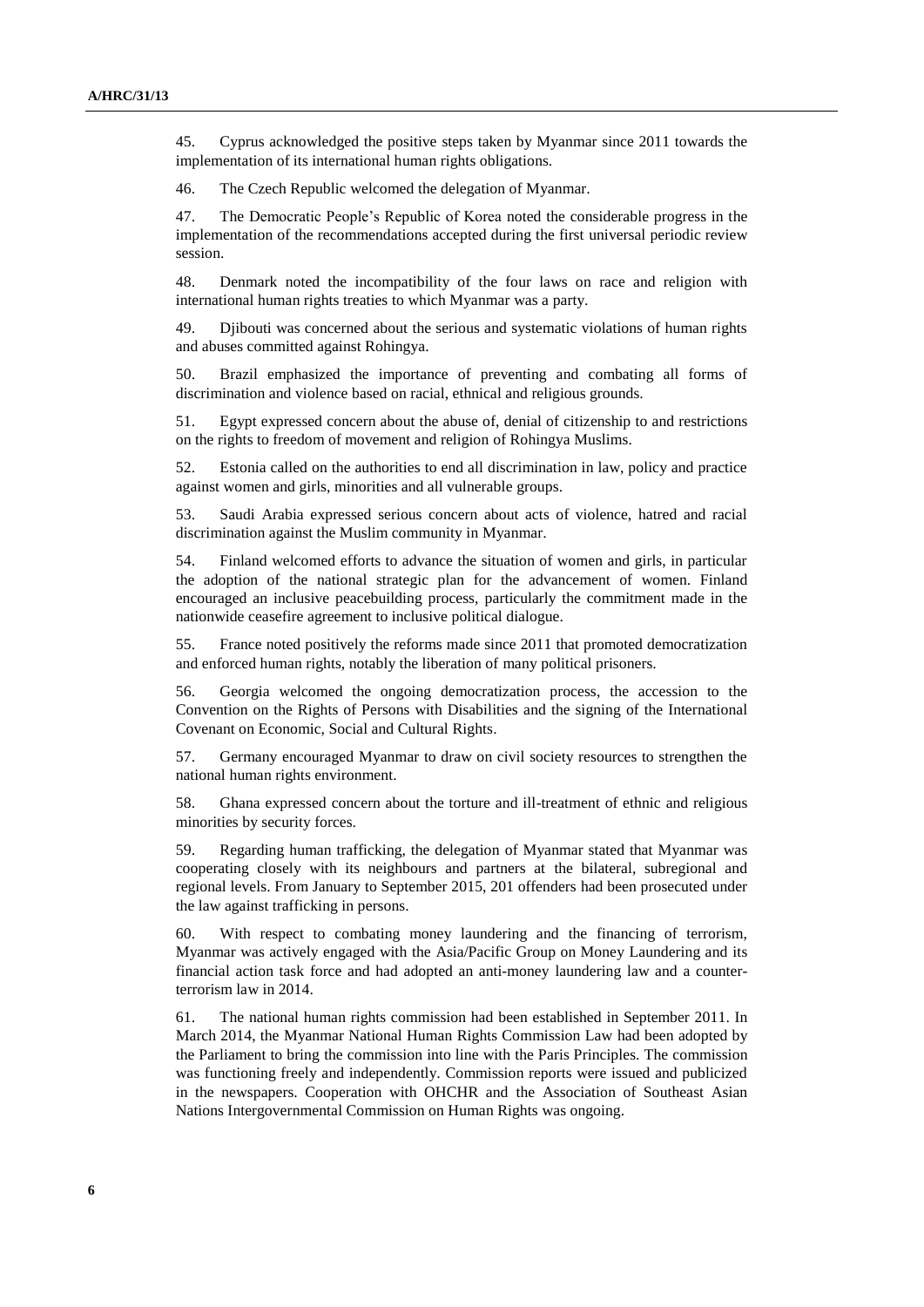45. Cyprus acknowledged the positive steps taken by Myanmar since 2011 towards the implementation of its international human rights obligations.

46. The Czech Republic welcomed the delegation of Myanmar.

47. The Democratic People's Republic of Korea noted the considerable progress in the implementation of the recommendations accepted during the first universal periodic review session.

48. Denmark noted the incompatibility of the four laws on race and religion with international human rights treaties to which Myanmar was a party.

49. Djibouti was concerned about the serious and systematic violations of human rights and abuses committed against Rohingya.

50. Brazil emphasized the importance of preventing and combating all forms of discrimination and violence based on racial, ethnical and religious grounds.

51. Egypt expressed concern about the abuse of, denial of citizenship to and restrictions on the rights to freedom of movement and religion of Rohingya Muslims.

52. Estonia called on the authorities to end all discrimination in law, policy and practice against women and girls, minorities and all vulnerable groups.

53. Saudi Arabia expressed serious concern about acts of violence, hatred and racial discrimination against the Muslim community in Myanmar.

54. Finland welcomed efforts to advance the situation of women and girls, in particular the adoption of the national strategic plan for the advancement of women. Finland encouraged an inclusive peacebuilding process, particularly the commitment made in the nationwide ceasefire agreement to inclusive political dialogue.

55. France noted positively the reforms made since 2011 that promoted democratization and enforced human rights, notably the liberation of many political prisoners.

56. Georgia welcomed the ongoing democratization process, the accession to the Convention on the Rights of Persons with Disabilities and the signing of the International Covenant on Economic, Social and Cultural Rights.

57. Germany encouraged Myanmar to draw on civil society resources to strengthen the national human rights environment.

58. Ghana expressed concern about the torture and ill-treatment of ethnic and religious minorities by security forces.

59. Regarding human trafficking, the delegation of Myanmar stated that Myanmar was cooperating closely with its neighbours and partners at the bilateral, subregional and regional levels. From January to September 2015, 201 offenders had been prosecuted under the law against trafficking in persons.

60. With respect to combating money laundering and the financing of terrorism, Myanmar was actively engaged with the Asia/Pacific Group on Money Laundering and its financial action task force and had adopted an anti-money laundering law and a counter-terrorism law in 2014.

61. The national human rights commission had been established in September 2011. In March 2014, the Myanmar National Human Rights Commission Law had been adopted by the Parliament to bring the commission into line with the Paris Principles. The commission was functioning freely and independently. Commission reports were issued and publicized in the newspapers. Cooperation with OHCHR and the Association of Southeast Asian Nations Intergovernmental Commission on Human Rights was ongoing.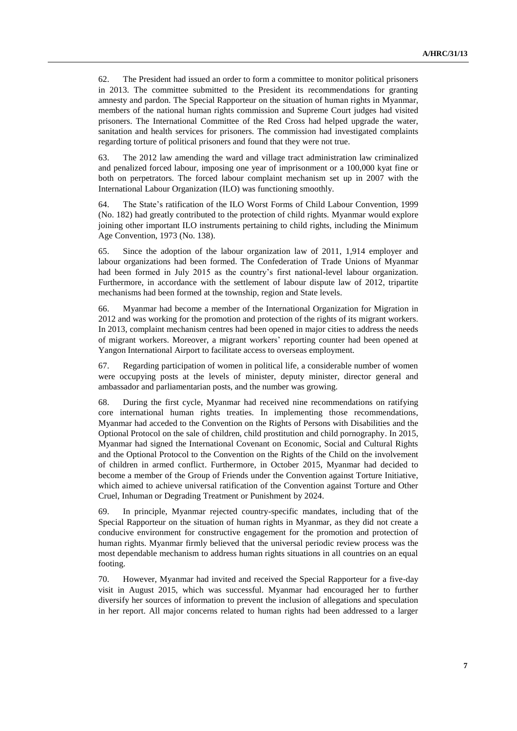62. The President had issued an order to form a committee to monitor political prisoners in 2013. The committee submitted to the President its recommendations for granting amnesty and pardon. The Special Rapporteur on the situation of human rights in Myanmar, members of the national human rights commission and Supreme Court judges had visited prisoners. The International Committee of the Red Cross had helped upgrade the water, sanitation and health services for prisoners. The commission had investigated complaints regarding torture of political prisoners and found that they were not true.

63. The 2012 law amending the ward and village tract administration law criminalized and penalized forced labour, imposing one year of imprisonment or a 100,000 kyat fine or both on perpetrators. The forced labour complaint mechanism set up in 2007 with the International Labour Organization (ILO) was functioning smoothly.

64. The State's ratification of the ILO Worst Forms of Child Labour Convention, 1999 (No. 182) had greatly contributed to the protection of child rights. Myanmar would explore joining other important ILO instruments pertaining to child rights, including the Minimum Age Convention, 1973 (No. 138).

65. Since the adoption of the labour organization law of 2011, 1,914 employer and labour organizations had been formed. The Confederation of Trade Unions of Myanmar had been formed in July 2015 as the country's first national-level labour organization. Furthermore, in accordance with the settlement of labour dispute law of 2012, tripartite mechanisms had been formed at the township, region and State levels.

66. Myanmar had become a member of the International Organization for Migration in 2012 and was working for the promotion and protection of the rights of its migrant workers. In 2013, complaint mechanism centres had been opened in major cities to address the needs of migrant workers. Moreover, a migrant workers' reporting counter had been opened at Yangon International Airport to facilitate access to overseas employment.

67. Regarding participation of women in political life, a considerable number of women were occupying posts at the levels of minister, deputy minister, director general and ambassador and parliamentarian posts, and the number was growing.

68. During the first cycle, Myanmar had received nine recommendations on ratifying core international human rights treaties. In implementing those recommendations, Myanmar had acceded to the Convention on the Rights of Persons with Disabilities and the Optional Protocol on the sale of children, child prostitution and child pornography. In 2015, Myanmar had signed the International Covenant on Economic, Social and Cultural Rights and the Optional Protocol to the Convention on the Rights of the Child on the involvement of children in armed conflict. Furthermore, in October 2015, Myanmar had decided to become a member of the Group of Friends under the Convention against Torture Initiative, which aimed to achieve universal ratification of the Convention against Torture and Other Cruel, Inhuman or Degrading Treatment or Punishment by 2024.

69. In principle, Myanmar rejected country-specific mandates, including that of the Special Rapporteur on the situation of human rights in Myanmar, as they did not create a conducive environment for constructive engagement for the promotion and protection of human rights. Myanmar firmly believed that the universal periodic review process was the most dependable mechanism to address human rights situations in all countries on an equal footing.

70. However, Myanmar had invited and received the Special Rapporteur for a five-day visit in August 2015, which was successful. Myanmar had encouraged her to further diversify her sources of information to prevent the inclusion of allegations and speculation in her report. All major concerns related to human rights had been addressed to a larger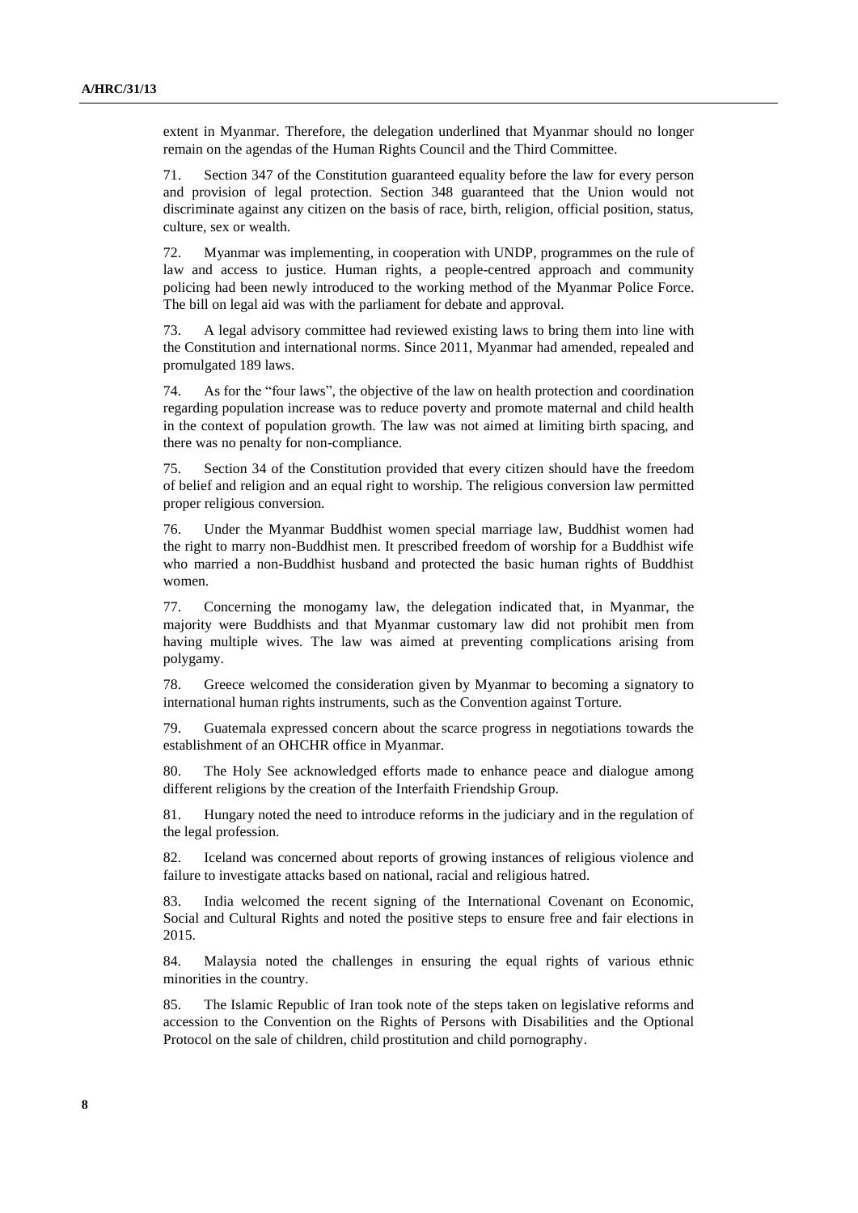extent in Myanmar. Therefore, the delegation underlined that Myanmar should no longer remain on the agendas of the Human Rights Council and the Third Committee.

71. Section 347 of the Constitution guaranteed equality before the law for every person and provision of legal protection. Section 348 guaranteed that the Union would not discriminate against any citizen on the basis of race, birth, religion, official position, status, culture, sex or wealth.

72. Myanmar was implementing, in cooperation with UNDP, programmes on the rule of law and access to justice. Human rights, a people-centred approach and community policing had been newly introduced to the working method of the Myanmar Police Force. The bill on legal aid was with the parliament for debate and approval.

73. A legal advisory committee had reviewed existing laws to bring them into line with the Constitution and international norms. Since 2011, Myanmar had amended, repealed and promulgated 189 laws.

74. As for the "four laws", the objective of the law on health protection and coordination regarding population increase was to reduce poverty and promote maternal and child health in the context of population growth. The law was not aimed at limiting birth spacing, and there was no penalty for non-compliance.

75. Section 34 of the Constitution provided that every citizen should have the freedom of belief and religion and an equal right to worship. The religious conversion law permitted proper religious conversion.

76. Under the Myanmar Buddhist women special marriage law, Buddhist women had the right to marry non-Buddhist men. It prescribed freedom of worship for a Buddhist wife who married a non-Buddhist husband and protected the basic human rights of Buddhist women.

77. Concerning the monogamy law, the delegation indicated that, in Myanmar, the majority were Buddhists and that Myanmar customary law did not prohibit men from having multiple wives. The law was aimed at preventing complications arising from polygamy.

78. Greece welcomed the consideration given by Myanmar to becoming a signatory to international human rights instruments, such as the Convention against Torture.

79. Guatemala expressed concern about the scarce progress in negotiations towards the establishment of an OHCHR office in Myanmar.

80. The Holy See acknowledged efforts made to enhance peace and dialogue among different religions by the creation of the Interfaith Friendship Group.

81. Hungary noted the need to introduce reforms in the judiciary and in the regulation of the legal profession.

82. Iceland was concerned about reports of growing instances of religious violence and failure to investigate attacks based on national, racial and religious hatred.

83. India welcomed the recent signing of the International Covenant on Economic, Social and Cultural Rights and noted the positive steps to ensure free and fair elections in 2015.

84. Malaysia noted the challenges in ensuring the equal rights of various ethnic minorities in the country.

85. The Islamic Republic of Iran took note of the steps taken on legislative reforms and accession to the Convention on the Rights of Persons with Disabilities and the Optional Protocol on the sale of children, child prostitution and child pornography.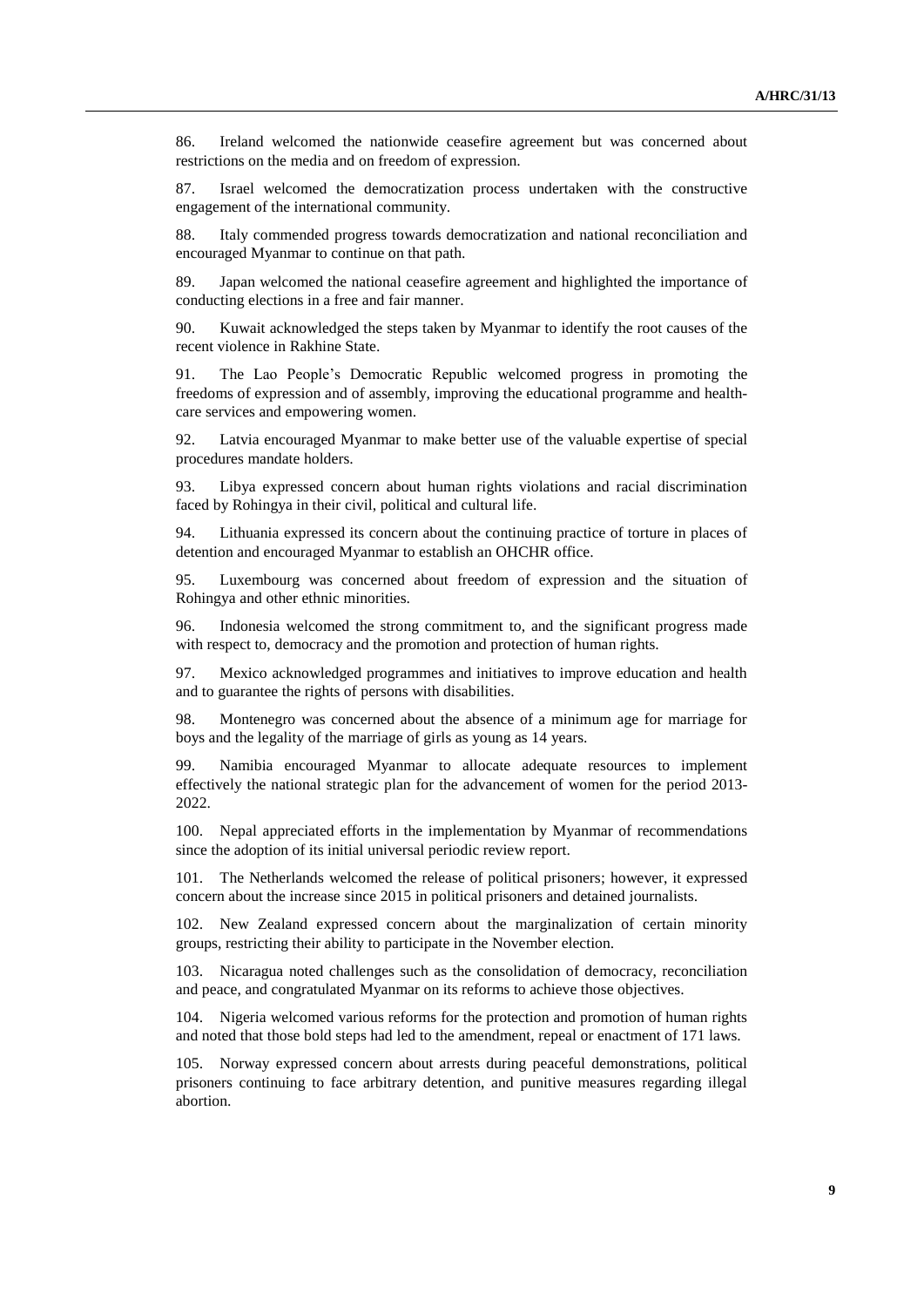86. Ireland welcomed the nationwide ceasefire agreement but was concerned about restrictions on the media and on freedom of expression.

87. Israel welcomed the democratization process undertaken with the constructive engagement of the international community.

88. Italy commended progress towards democratization and national reconciliation and encouraged Myanmar to continue on that path.

89. Japan welcomed the national ceasefire agreement and highlighted the importance of conducting elections in a free and fair manner.

90. Kuwait acknowledged the steps taken by Myanmar to identify the root causes of the recent violence in Rakhine State.

91. The Lao People's Democratic Republic welcomed progress in promoting the freedoms of expression and of assembly, improving the educational programme and health-care services and empowering women.

92. Latvia encouraged Myanmar to make better use of the valuable expertise of special procedures mandate holders.

93. Libya expressed concern about human rights violations and racial discrimination faced by Rohingya in their civil, political and cultural life.

94. Lithuania expressed its concern about the continuing practice of torture in places of detention and encouraged Myanmar to establish an OHCHR office.

95. Luxembourg was concerned about freedom of expression and the situation of Rohingya and other ethnic minorities.

96. Indonesia welcomed the strong commitment to, and the significant progress made with respect to, democracy and the promotion and protection of human rights.

97. Mexico acknowledged programmes and initiatives to improve education and health and to guarantee the rights of persons with disabilities.

98. Montenegro was concerned about the absence of a minimum age for marriage for boys and the legality of the marriage of girls as young as 14 years.

99. Namibia encouraged Myanmar to allocate adequate resources to implement effectively the national strategic plan for the advancement of women for the period 2013-2022.

100. Nepal appreciated efforts in the implementation by Myanmar of recommendations since the adoption of its initial universal periodic review report.

101. The Netherlands welcomed the release of political prisoners; however, it expressed concern about the increase since 2015 in political prisoners and detained journalists.

102. New Zealand expressed concern about the marginalization of certain minority groups, restricting their ability to participate in the November election.

103. Nicaragua noted challenges such as the consolidation of democracy, reconciliation and peace, and congratulated Myanmar on its reforms to achieve those objectives.

104. Nigeria welcomed various reforms for the protection and promotion of human rights and noted that those bold steps had led to the amendment, repeal or enactment of 171 laws.

105. Norway expressed concern about arrests during peaceful demonstrations, political prisoners continuing to face arbitrary detention, and punitive measures regarding illegal abortion.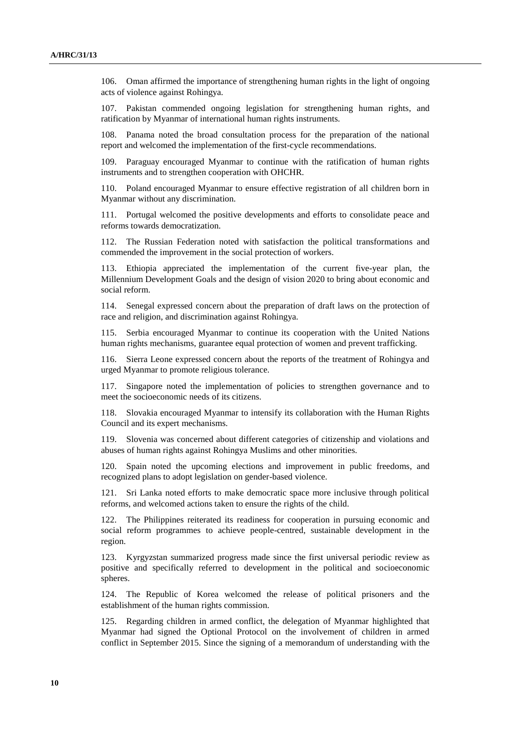106. Oman affirmed the importance of strengthening human rights in the light of ongoing acts of violence against Rohingya.

107. Pakistan commended ongoing legislation for strengthening human rights, and ratification by Myanmar of international human rights instruments.

108. Panama noted the broad consultation process for the preparation of the national report and welcomed the implementation of the first-cycle recommendations.

109. Paraguay encouraged Myanmar to continue with the ratification of human rights instruments and to strengthen cooperation with OHCHR.

110. Poland encouraged Myanmar to ensure effective registration of all children born in Myanmar without any discrimination.

111. Portugal welcomed the positive developments and efforts to consolidate peace and reforms towards democratization.

112. The Russian Federation noted with satisfaction the political transformations and commended the improvement in the social protection of workers.

113. Ethiopia appreciated the implementation of the current five-year plan, the Millennium Development Goals and the design of vision 2020 to bring about economic and social reform.

114. Senegal expressed concern about the preparation of draft laws on the protection of race and religion, and discrimination against Rohingya.

115. Serbia encouraged Myanmar to continue its cooperation with the United Nations human rights mechanisms, guarantee equal protection of women and prevent trafficking.

116. Sierra Leone expressed concern about the reports of the treatment of Rohingya and urged Myanmar to promote religious tolerance.

117. Singapore noted the implementation of policies to strengthen governance and to meet the socioeconomic needs of its citizens.

118. Slovakia encouraged Myanmar to intensify its collaboration with the Human Rights Council and its expert mechanisms.

119. Slovenia was concerned about different categories of citizenship and violations and abuses of human rights against Rohingya Muslims and other minorities.

120. Spain noted the upcoming elections and improvement in public freedoms, and recognized plans to adopt legislation on gender-based violence.

121. Sri Lanka noted efforts to make democratic space more inclusive through political reforms, and welcomed actions taken to ensure the rights of the child.

122. The Philippines reiterated its readiness for cooperation in pursuing economic and social reform programmes to achieve people-centred, sustainable development in the region.

123. Kyrgyzstan summarized progress made since the first universal periodic review as positive and specifically referred to development in the political and socioeconomic spheres.

124. The Republic of Korea welcomed the release of political prisoners and the establishment of the human rights commission.

125. Regarding children in armed conflict, the delegation of Myanmar highlighted that Myanmar had signed the Optional Protocol on the involvement of children in armed conflict in September 2015. Since the signing of a memorandum of understanding with the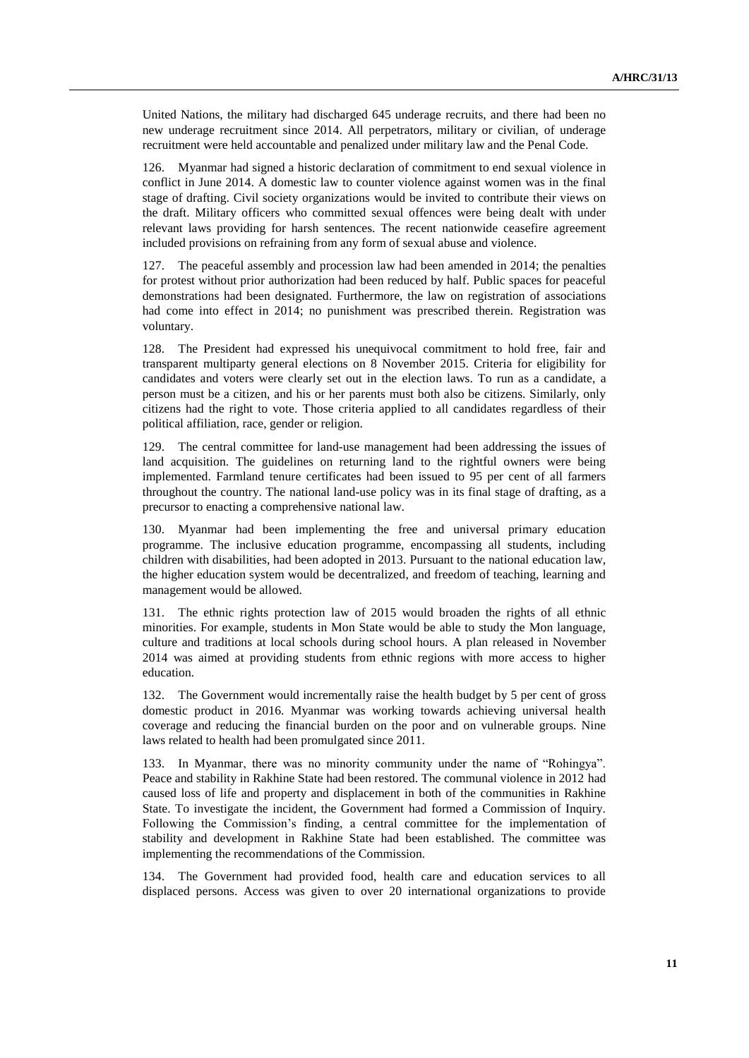United Nations, the military had discharged 645 underage recruits, and there had been no new underage recruitment since 2014. All perpetrators, military or civilian, of underage recruitment were held accountable and penalized under military law and the Penal Code.

126. Myanmar had signed a historic declaration of commitment to end sexual violence in conflict in June 2014. A domestic law to counter violence against women was in the final stage of drafting. Civil society organizations would be invited to contribute their views on the draft. Military officers who committed sexual offences were being dealt with under relevant laws providing for harsh sentences. The recent nationwide ceasefire agreement included provisions on refraining from any form of sexual abuse and violence.

127. The peaceful assembly and procession law had been amended in 2014; the penalties for protest without prior authorization had been reduced by half. Public spaces for peaceful demonstrations had been designated. Furthermore, the law on registration of associations had come into effect in 2014; no punishment was prescribed therein. Registration was voluntary.

128. The President had expressed his unequivocal commitment to hold free, fair and transparent multiparty general elections on 8 November 2015. Criteria for eligibility for candidates and voters were clearly set out in the election laws. To run as a candidate, a person must be a citizen, and his or her parents must both also be citizens. Similarly, only citizens had the right to vote. Those criteria applied to all candidates regardless of their political affiliation, race, gender or religion.

129. The central committee for land-use management had been addressing the issues of land acquisition. The guidelines on returning land to the rightful owners were being implemented. Farmland tenure certificates had been issued to 95 per cent of all farmers throughout the country. The national land-use policy was in its final stage of drafting, as a precursor to enacting a comprehensive national law.

130. Myanmar had been implementing the free and universal primary education programme. The inclusive education programme, encompassing all students, including children with disabilities, had been adopted in 2013. Pursuant to the national education law, the higher education system would be decentralized, and freedom of teaching, learning and management would be allowed.

131. The ethnic rights protection law of 2015 would broaden the rights of all ethnic minorities. For example, students in Mon State would be able to study the Mon language, culture and traditions at local schools during school hours. A plan released in November 2014 was aimed at providing students from ethnic regions with more access to higher education.

132. The Government would incrementally raise the health budget by 5 per cent of gross domestic product in 2016. Myanmar was working towards achieving universal health coverage and reducing the financial burden on the poor and on vulnerable groups. Nine laws related to health had been promulgated since 2011.

133. In Myanmar, there was no minority community under the name of "Rohingya". Peace and stability in Rakhine State had been restored. The communal violence in 2012 had caused loss of life and property and displacement in both of the communities in Rakhine State. To investigate the incident, the Government had formed a Commission of Inquiry. Following the Commission's finding, a central committee for the implementation of stability and development in Rakhine State had been established. The committee was implementing the recommendations of the Commission.

134. The Government had provided food, health care and education services to all displaced persons. Access was given to over 20 international organizations to provide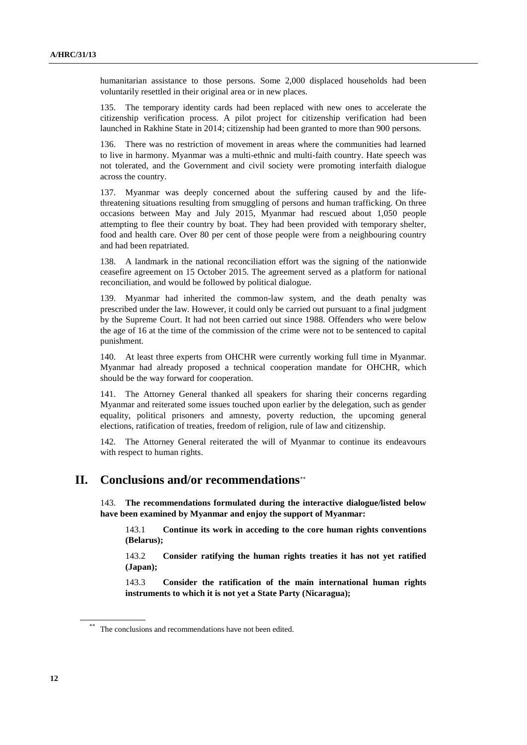humanitarian assistance to those persons. Some 2,000 displaced households had been voluntarily resettled in their original area or in new places.

135. The temporary identity cards had been replaced with new ones to accelerate the citizenship verification process. A pilot project for citizenship verification had been launched in Rakhine State in 2014; citizenship had been granted to more than 900 persons.

136. There was no restriction of movement in areas where the communities had learned to live in harmony. Myanmar was a multi-ethnic and multi-faith country. Hate speech was not tolerated, and the Government and civil society were promoting interfaith dialogue across the country.

137. Myanmar was deeply concerned about the suffering caused by and the life-threatening situations resulting from smuggling of persons and human trafficking. On three occasions between May and July 2015, Myanmar had rescued about 1,050 people attempting to flee their country by boat. They had been provided with temporary shelter, food and health care. Over 80 per cent of those people were from a neighbouring country and had been repatriated.

138. A landmark in the national reconciliation effort was the signing of the nationwide ceasefire agreement on 15 October 2015. The agreement served as a platform for national reconciliation, and would be followed by political dialogue.

139. Myanmar had inherited the common-law system, and the death penalty was prescribed under the law. However, it could only be carried out pursuant to a final judgment by the Supreme Court. It had not been carried out since 1988. Offenders who were below the age of 16 at the time of the commission of the crime were not to be sentenced to capital punishment.

140. At least three experts from OHCHR were currently working full time in Myanmar. Myanmar had already proposed a technical cooperation mandate for OHCHR, which should be the way forward for cooperation.

141. The Attorney General thanked all speakers for sharing their concerns regarding Myanmar and reiterated some issues touched upon earlier by the delegation, such as gender equality, political prisoners and amnesty, poverty reduction, the upcoming general elections, ratification of treaties, freedom of religion, rule of law and citizenship.

142. The Attorney General reiterated the will of Myanmar to continue its endeavours with respect to human rights.

## II. Conclusions and/or recommendations**

143. **The recommendations formulated during the interactive dialogue/listed below have been examined by Myanmar and enjoy the support of Myanmar:**

143.1 **Continue its work in acceding to the core human rights conventions (Belarus);**

143.2 **Consider ratifying the human rights treaties it has not yet ratified (Japan);**

143.3 **Consider the ratification of the main international human rights instruments to which it is not yet a State Party (Nicaragua);**

** The conclusions and recommendations have not been edited.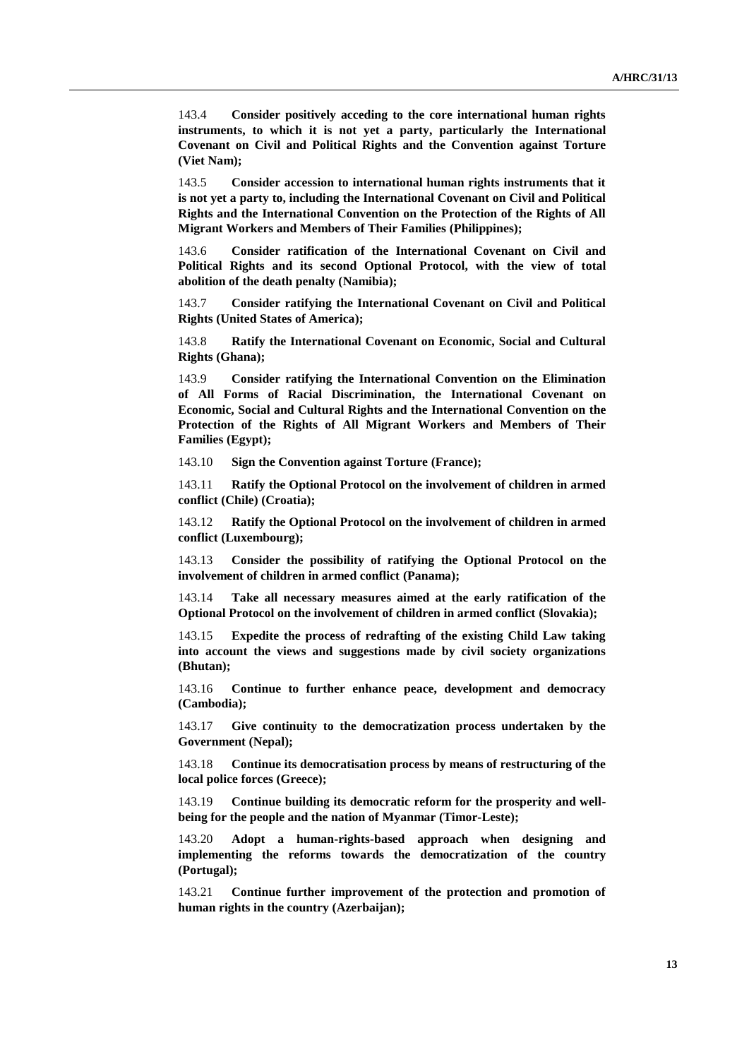143.4 **Consider positively acceding to the core international human rights instruments, to which it is not yet a party, particularly the International Covenant on Civil and Political Rights and the Convention against Torture (Viet Nam);**

143.5 **Consider accession to international human rights instruments that it is not yet a party to, including the International Covenant on Civil and Political Rights and the International Convention on the Protection of the Rights of All Migrant Workers and Members of Their Families (Philippines);**

143.6 **Consider ratification of the International Covenant on Civil and Political Rights and its second Optional Protocol, with the view of total abolition of the death penalty (Namibia);**

143.7 **Consider ratifying the International Covenant on Civil and Political Rights (United States of America);**

143.8 **Ratify the International Covenant on Economic, Social and Cultural Rights (Ghana);**

143.9 **Consider ratifying the International Convention on the Elimination of All Forms of Racial Discrimination, the International Covenant on Economic, Social and Cultural Rights and the International Convention on the Protection of the Rights of All Migrant Workers and Members of Their Families (Egypt);**

143.10 **Sign the Convention against Torture (France);**

143.11 **Ratify the Optional Protocol on the involvement of children in armed conflict (Chile) (Croatia);**

143.12 **Ratify the Optional Protocol on the involvement of children in armed conflict (Luxembourg);**

143.13 **Consider the possibility of ratifying the Optional Protocol on the involvement of children in armed conflict (Panama);**

143.14 **Take all necessary measures aimed at the early ratification of the Optional Protocol on the involvement of children in armed conflict (Slovakia);**

143.15 **Expedite the process of redrafting of the existing Child Law taking into account the views and suggestions made by civil society organizations (Bhutan);**

143.16 **Continue to further enhance peace, development and democracy (Cambodia);**

143.17 **Give continuity to the democratization process undertaken by the Government (Nepal);**

143.18 **Continue its democratisation process by means of restructuring of the local police forces (Greece);**

143.19 **Continue building its democratic reform for the prosperity and well-being for the people and the nation of Myanmar (Timor-Leste);**

143.20 **Adopt a human-rights-based approach when designing and implementing the reforms towards the democratization of the country (Portugal);**

143.21 **Continue further improvement of the protection and promotion of human rights in the country (Azerbaijan);**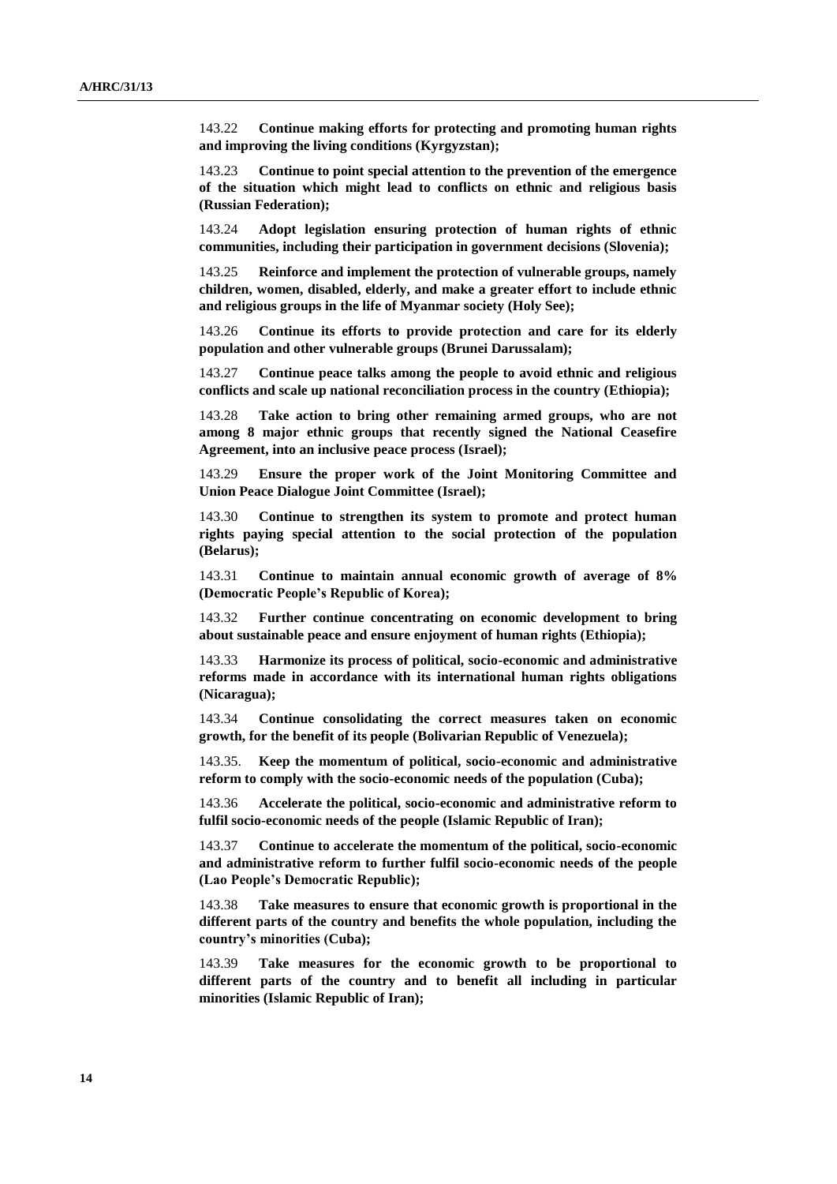143.22 **Continue making efforts for protecting and promoting human rights and improving the living conditions (Kyrgyzstan);**

143.23 **Continue to point special attention to the prevention of the emergence of the situation which might lead to conflicts on ethnic and religious basis (Russian Federation);**

143.24 **Adopt legislation ensuring protection of human rights of ethnic communities, including their participation in government decisions (Slovenia);**

143.25 **Reinforce and implement the protection of vulnerable groups, namely children, women, disabled, elderly, and make a greater effort to include ethnic and religious groups in the life of Myanmar society (Holy See);**

143.26 **Continue its efforts to provide protection and care for its elderly population and other vulnerable groups (Brunei Darussalam);**

143.27 **Continue peace talks among the people to avoid ethnic and religious conflicts and scale up national reconciliation process in the country (Ethiopia);**

143.28 **Take action to bring other remaining armed groups, who are not among 8 major ethnic groups that recently signed the National Ceasefire Agreement, into an inclusive peace process (Israel);**

143.29 **Ensure the proper work of the Joint Monitoring Committee and Union Peace Dialogue Joint Committee (Israel);**

143.30 **Continue to strengthen its system to promote and protect human rights paying special attention to the social protection of the population (Belarus);**

143.31 **Continue to maintain annual economic growth of average of 8% (Democratic People's Republic of Korea);**

143.32 **Further continue concentrating on economic development to bring about sustainable peace and ensure enjoyment of human rights (Ethiopia);**

143.33 **Harmonize its process of political, socio-economic and administrative reforms made in accordance with its international human rights obligations (Nicaragua);**

143.34 **Continue consolidating the correct measures taken on economic growth, for the benefit of its people (Bolivarian Republic of Venezuela);**

143.35. **Keep the momentum of political, socio-economic and administrative reform to comply with the socio-economic needs of the population (Cuba);**

143.36 **Accelerate the political, socio-economic and administrative reform to fulfil socio-economic needs of the people (Islamic Republic of Iran);**

143.37 **Continue to accelerate the momentum of the political, socio-economic and administrative reform to further fulfil socio-economic needs of the people (Lao People's Democratic Republic);**

143.38 **Take measures to ensure that economic growth is proportional in the different parts of the country and benefits the whole population, including the country's minorities (Cuba);**

143.39 **Take measures for the economic growth to be proportional to different parts of the country and to benefit all including in particular minorities (Islamic Republic of Iran);**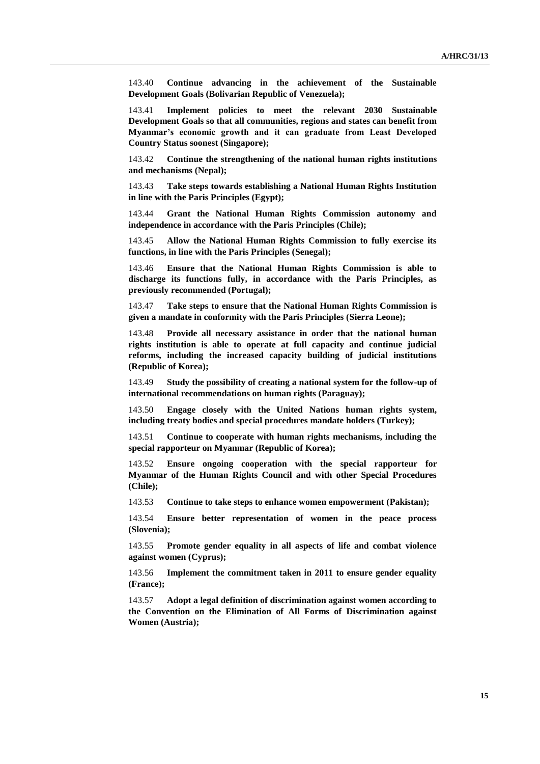143.40 **Continue advancing in the achievement of the Sustainable Development Goals (Bolivarian Republic of Venezuela);**

143.41 **Implement policies to meet the relevant 2030 Sustainable Development Goals so that all communities, regions and states can benefit from Myanmar's economic growth and it can graduate from Least Developed Country Status soonest (Singapore);**

143.42 **Continue the strengthening of the national human rights institutions and mechanisms (Nepal);**

143.43 **Take steps towards establishing a National Human Rights Institution in line with the Paris Principles (Egypt);**

143.44 **Grant the National Human Rights Commission autonomy and independence in accordance with the Paris Principles (Chile);**

143.45 **Allow the National Human Rights Commission to fully exercise its functions, in line with the Paris Principles (Senegal);**

143.46 **Ensure that the National Human Rights Commission is able to discharge its functions fully, in accordance with the Paris Principles, as previously recommended (Portugal);**

143.47 **Take steps to ensure that the National Human Rights Commission is given a mandate in conformity with the Paris Principles (Sierra Leone);**

143.48 **Provide all necessary assistance in order that the national human rights institution is able to operate at full capacity and continue judicial reforms, including the increased capacity building of judicial institutions (Republic of Korea);**

143.49 **Study the possibility of creating a national system for the follow-up of international recommendations on human rights (Paraguay);**

143.50 **Engage closely with the United Nations human rights system, including treaty bodies and special procedures mandate holders (Turkey);**

143.51 **Continue to cooperate with human rights mechanisms, including the special rapporteur on Myanmar (Republic of Korea);**

143.52 **Ensure ongoing cooperation with the special rapporteur for Myanmar of the Human Rights Council and with other Special Procedures (Chile);**

143.53 **Continue to take steps to enhance women empowerment (Pakistan);**

143.54 **Ensure better representation of women in the peace process (Slovenia);**

143.55 **Promote gender equality in all aspects of life and combat violence against women (Cyprus);**

143.56 **Implement the commitment taken in 2011 to ensure gender equality (France);**

143.57 **Adopt a legal definition of discrimination against women according to the Convention on the Elimination of All Forms of Discrimination against Women (Austria);**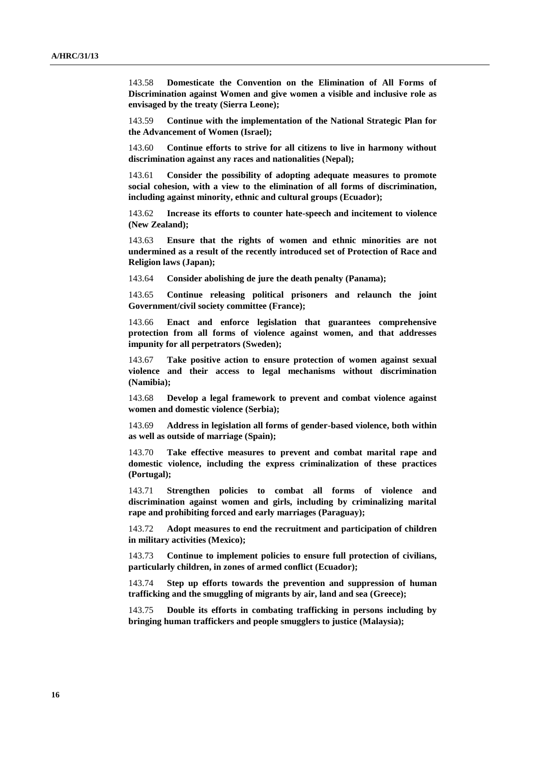143.58 **Domesticate the Convention on the Elimination of All Forms of Discrimination against Women and give women a visible and inclusive role as envisaged by the treaty (Sierra Leone);**

143.59 **Continue with the implementation of the National Strategic Plan for the Advancement of Women (Israel);**

143.60 **Continue efforts to strive for all citizens to live in harmony without discrimination against any races and nationalities (Nepal);**

143.61 **Consider the possibility of adopting adequate measures to promote social cohesion, with a view to the elimination of all forms of discrimination, including against minority, ethnic and cultural groups (Ecuador);**

143.62 **Increase its efforts to counter hate-speech and incitement to violence (New Zealand);**

143.63 **Ensure that the rights of women and ethnic minorities are not undermined as a result of the recently introduced set of Protection of Race and Religion laws (Japan);**

143.64 **Consider abolishing de jure the death penalty (Panama);**

143.65 **Continue releasing political prisoners and relaunch the joint Government/civil society committee (France);**

143.66 **Enact and enforce legislation that guarantees comprehensive protection from all forms of violence against women, and that addresses impunity for all perpetrators (Sweden);**

143.67 **Take positive action to ensure protection of women against sexual violence and their access to legal mechanisms without discrimination (Namibia);**

143.68 **Develop a legal framework to prevent and combat violence against women and domestic violence (Serbia);**

143.69 **Address in legislation all forms of gender-based violence, both within as well as outside of marriage (Spain);**

143.70 **Take effective measures to prevent and combat marital rape and domestic violence, including the express criminalization of these practices (Portugal);**

143.71 **Strengthen policies to combat all forms of violence and discrimination against women and girls, including by criminalizing marital rape and prohibiting forced and early marriages (Paraguay);**

143.72 **Adopt measures to end the recruitment and participation of children in military activities (Mexico);**

143.73 **Continue to implement policies to ensure full protection of civilians, particularly children, in zones of armed conflict (Ecuador);**

143.74 **Step up efforts towards the prevention and suppression of human trafficking and the smuggling of migrants by air, land and sea (Greece);**

143.75 **Double its efforts in combating trafficking in persons including by bringing human traffickers and people smugglers to justice (Malaysia);**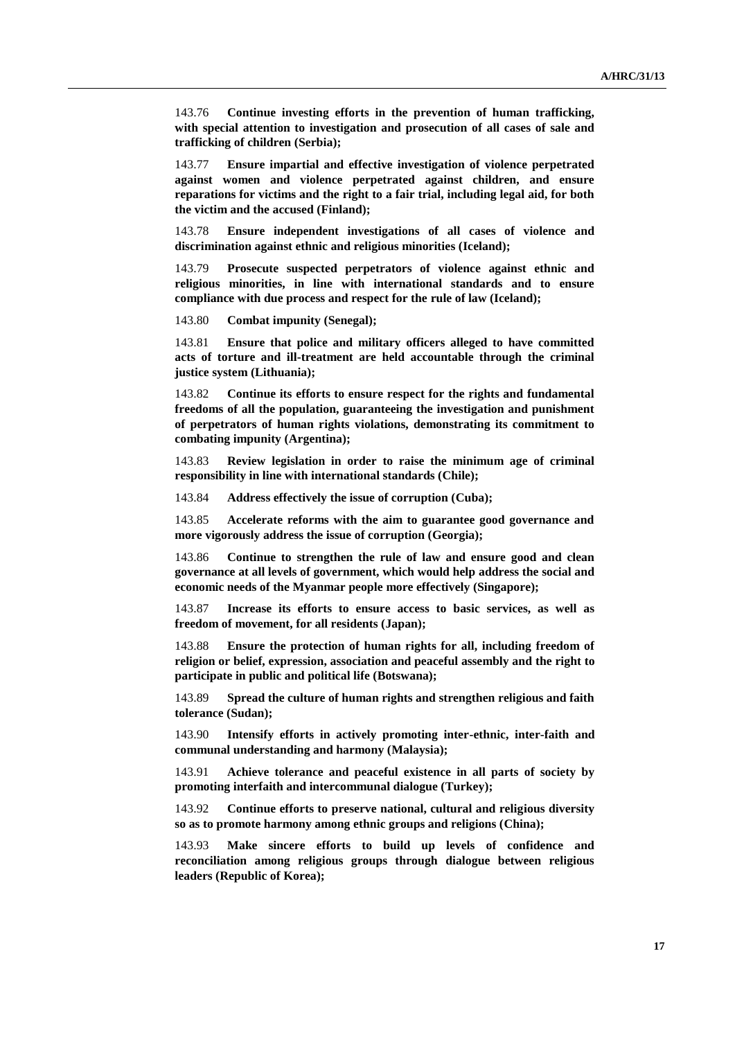143.76 **Continue investing efforts in the prevention of human trafficking, with special attention to investigation and prosecution of all cases of sale and trafficking of children (Serbia);**

143.77 **Ensure impartial and effective investigation of violence perpetrated against women and violence perpetrated against children, and ensure reparations for victims and the right to a fair trial, including legal aid, for both the victim and the accused (Finland);**

143.78 **Ensure independent investigations of all cases of violence and discrimination against ethnic and religious minorities (Iceland);**

143.79 **Prosecute suspected perpetrators of violence against ethnic and religious minorities, in line with international standards and to ensure compliance with due process and respect for the rule of law (Iceland);**

143.80 **Combat impunity (Senegal);**

143.81 **Ensure that police and military officers alleged to have committed acts of torture and ill-treatment are held accountable through the criminal justice system (Lithuania);**

143.82 **Continue its efforts to ensure respect for the rights and fundamental freedoms of all the population, guaranteeing the investigation and punishment of perpetrators of human rights violations, demonstrating its commitment to combating impunity (Argentina);**

143.83 **Review legislation in order to raise the minimum age of criminal responsibility in line with international standards (Chile);**

143.84 **Address effectively the issue of corruption (Cuba);**

143.85 **Accelerate reforms with the aim to guarantee good governance and more vigorously address the issue of corruption (Georgia);**

143.86 **Continue to strengthen the rule of law and ensure good and clean governance at all levels of government, which would help address the social and economic needs of the Myanmar people more effectively (Singapore);**

143.87 **Increase its efforts to ensure access to basic services, as well as freedom of movement, for all residents (Japan);**

143.88 **Ensure the protection of human rights for all, including freedom of religion or belief, expression, association and peaceful assembly and the right to participate in public and political life (Botswana);**

143.89 **Spread the culture of human rights and strengthen religious and faith tolerance (Sudan);**

143.90 **Intensify efforts in actively promoting inter-ethnic, inter-faith and communal understanding and harmony (Malaysia);**

143.91 **Achieve tolerance and peaceful existence in all parts of society by promoting interfaith and intercommunal dialogue (Turkey);**

143.92 **Continue efforts to preserve national, cultural and religious diversity so as to promote harmony among ethnic groups and religions (China);**

143.93 **Make sincere efforts to build up levels of confidence and reconciliation among religious groups through dialogue between religious leaders (Republic of Korea);**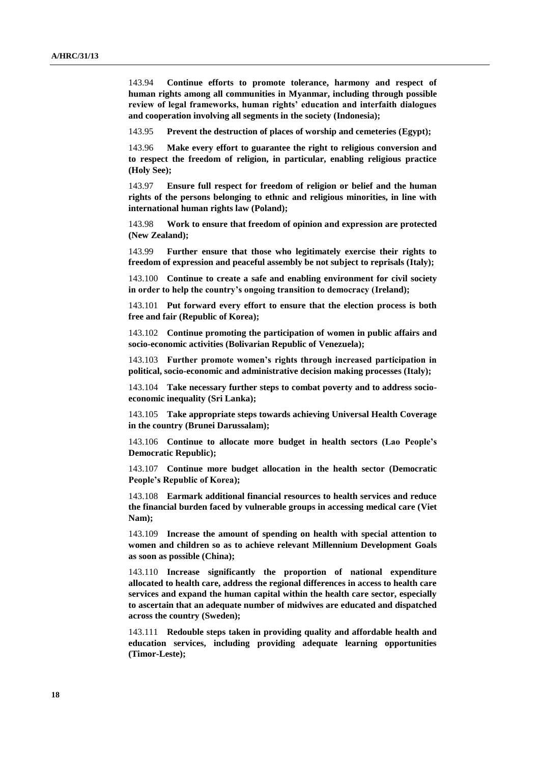143.94 **Continue efforts to promote tolerance, harmony and respect of human rights among all communities in Myanmar, including through possible review of legal frameworks, human rights' education and interfaith dialogues and cooperation involving all segments in the society (Indonesia);**

143.95 **Prevent the destruction of places of worship and cemeteries (Egypt);**

143.96 **Make every effort to guarantee the right to religious conversion and to respect the freedom of religion, in particular, enabling religious practice (Holy See);**

143.97 **Ensure full respect for freedom of religion or belief and the human rights of the persons belonging to ethnic and religious minorities, in line with international human rights law (Poland);**

143.98 **Work to ensure that freedom of opinion and expression are protected (New Zealand);**

143.99 **Further ensure that those who legitimately exercise their rights to freedom of expression and peaceful assembly be not subject to reprisals (Italy);**

143.100 **Continue to create a safe and enabling environment for civil society in order to help the country's ongoing transition to democracy (Ireland);**

143.101 **Put forward every effort to ensure that the election process is both free and fair (Republic of Korea);**

143.102 **Continue promoting the participation of women in public affairs and socio-economic activities (Bolivarian Republic of Venezuela);**

143.103 **Further promote women's rights through increased participation in political, socio-economic and administrative decision making processes (Italy);**

143.104 **Take necessary further steps to combat poverty and to address socio-economic inequality (Sri Lanka);**

143.105 **Take appropriate steps towards achieving Universal Health Coverage in the country (Brunei Darussalam);**

143.106 **Continue to allocate more budget in health sectors (Lao People's Democratic Republic);**

143.107 **Continue more budget allocation in the health sector (Democratic People's Republic of Korea);**

143.108 **Earmark additional financial resources to health services and reduce the financial burden faced by vulnerable groups in accessing medical care (Viet Nam);**

143.109 **Increase the amount of spending on health with special attention to women and children so as to achieve relevant Millennium Development Goals as soon as possible (China);**

143.110 **Increase significantly the proportion of national expenditure allocated to health care, address the regional differences in access to health care services and expand the human capital within the health care sector, especially to ascertain that an adequate number of midwives are educated and dispatched across the country (Sweden);**

143.111 **Redouble steps taken in providing quality and affordable health and education services, including providing adequate learning opportunities (Timor-Leste);**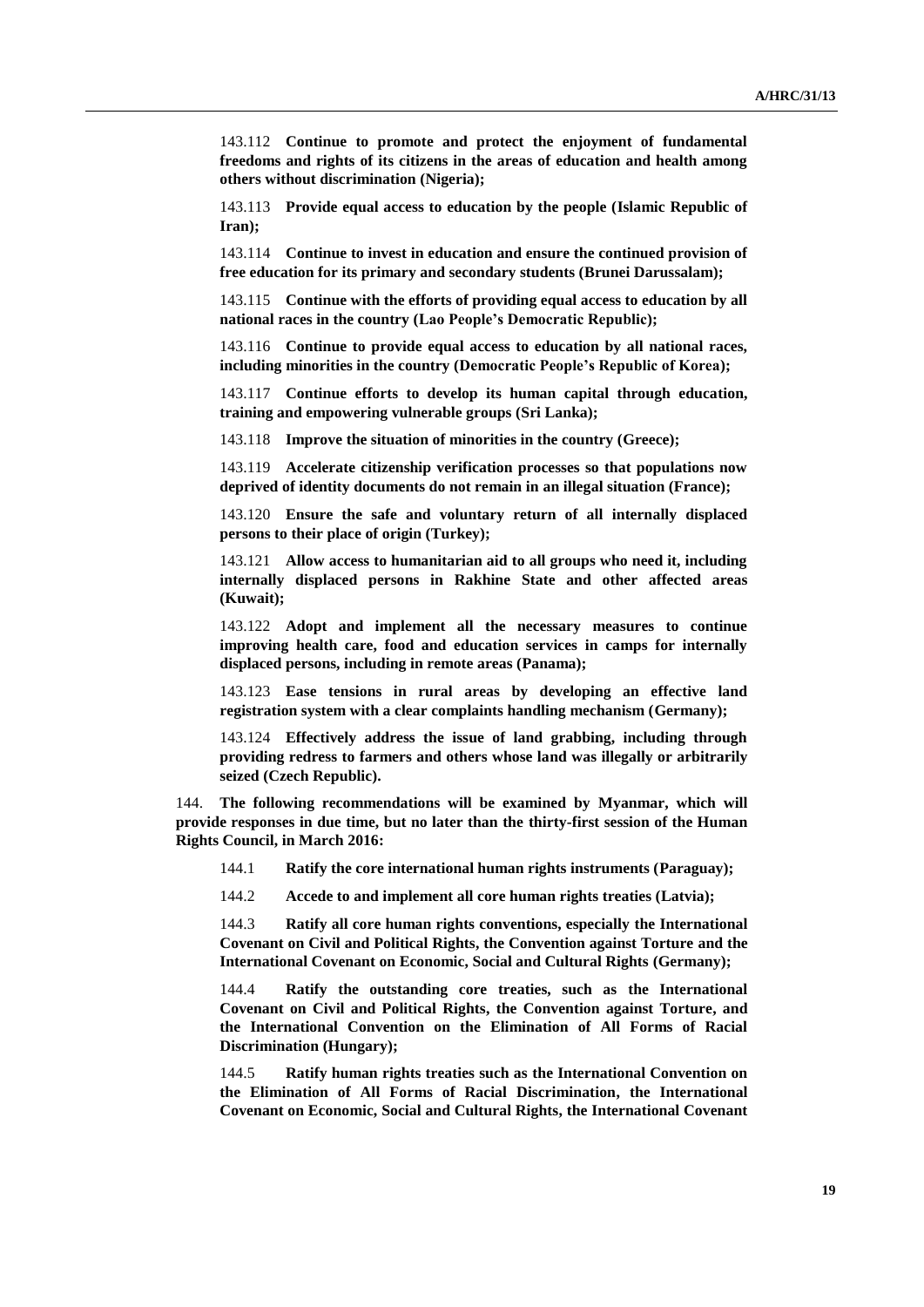143.112 **Continue to promote and protect the enjoyment of fundamental freedoms and rights of its citizens in the areas of education and health among others without discrimination (Nigeria);**

143.113 **Provide equal access to education by the people (Islamic Republic of Iran);**

143.114 **Continue to invest in education and ensure the continued provision of free education for its primary and secondary students (Brunei Darussalam);**

143.115 **Continue with the efforts of providing equal access to education by all national races in the country (Lao People's Democratic Republic);**

143.116 **Continue to provide equal access to education by all national races, including minorities in the country (Democratic People's Republic of Korea);**

143.117 **Continue efforts to develop its human capital through education, training and empowering vulnerable groups (Sri Lanka);**

143.118 **Improve the situation of minorities in the country (Greece);**

143.119 **Accelerate citizenship verification processes so that populations now deprived of identity documents do not remain in an illegal situation (France);**

143.120 **Ensure the safe and voluntary return of all internally displaced persons to their place of origin (Turkey);**

143.121 **Allow access to humanitarian aid to all groups who need it, including internally displaced persons in Rakhine State and other affected areas (Kuwait);**

143.122 **Adopt and implement all the necessary measures to continue improving health care, food and education services in camps for internally displaced persons, including in remote areas (Panama);**

143.123 **Ease tensions in rural areas by developing an effective land registration system with a clear complaints handling mechanism (Germany);**

143.124 **Effectively address the issue of land grabbing, including through providing redress to farmers and others whose land was illegally or arbitrarily seized (Czech Republic).**

144. **The following recommendations will be examined by Myanmar, which will provide responses in due time, but no later than the thirty-first session of the Human Rights Council, in March 2016:**

144.1 **Ratify the core international human rights instruments (Paraguay);**

144.2 **Accede to and implement all core human rights treaties (Latvia);**

144.3 **Ratify all core human rights conventions, especially the International Covenant on Civil and Political Rights, the Convention against Torture and the International Covenant on Economic, Social and Cultural Rights (Germany);**

144.4 **Ratify the outstanding core treaties, such as the International Covenant on Civil and Political Rights, the Convention against Torture, and the International Convention on the Elimination of All Forms of Racial Discrimination (Hungary);**

144.5 **Ratify human rights treaties such as the International Convention on the Elimination of All Forms of Racial Discrimination, the International Covenant on Economic, Social and Cultural Rights, the International Covenant**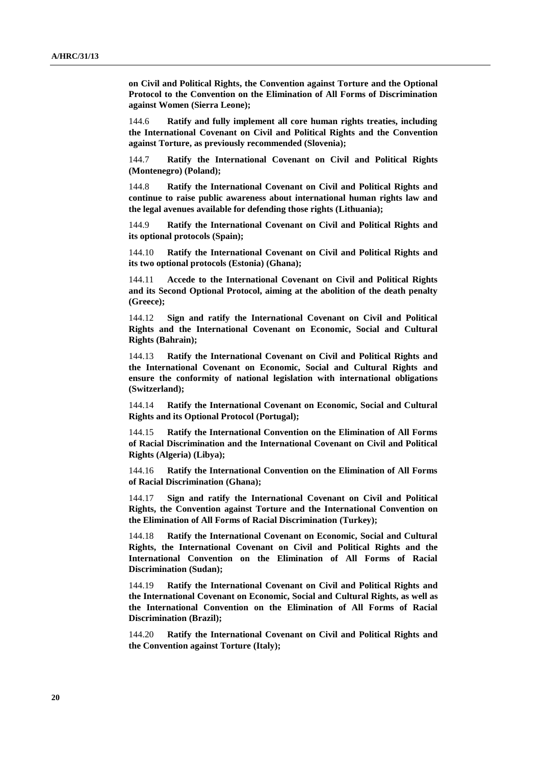**on Civil and Political Rights, the Convention against Torture and the Optional Protocol to the Convention on the Elimination of All Forms of Discrimination against Women (Sierra Leone);**

144.6 **Ratify and fully implement all core human rights treaties, including the International Covenant on Civil and Political Rights and the Convention against Torture, as previously recommended (Slovenia);**

144.7 **Ratify the International Covenant on Civil and Political Rights (Montenegro) (Poland);**

144.8 **Ratify the International Covenant on Civil and Political Rights and continue to raise public awareness about international human rights law and the legal avenues available for defending those rights (Lithuania);**

144.9 **Ratify the International Covenant on Civil and Political Rights and its optional protocols (Spain);**

144.10 **Ratify the International Covenant on Civil and Political Rights and its two optional protocols (Estonia) (Ghana);**

144.11 **Accede to the International Covenant on Civil and Political Rights and its Second Optional Protocol, aiming at the abolition of the death penalty (Greece);**

144.12 **Sign and ratify the International Covenant on Civil and Political Rights and the International Covenant on Economic, Social and Cultural Rights (Bahrain);**

144.13 **Ratify the International Covenant on Civil and Political Rights and the International Covenant on Economic, Social and Cultural Rights and ensure the conformity of national legislation with international obligations (Switzerland);**

144.14 **Ratify the International Covenant on Economic, Social and Cultural Rights and its Optional Protocol (Portugal);**

144.15 **Ratify the International Convention on the Elimination of All Forms of Racial Discrimination and the International Covenant on Civil and Political Rights (Algeria) (Libya);**

144.16 **Ratify the International Convention on the Elimination of All Forms of Racial Discrimination (Ghana);**

144.17 **Sign and ratify the International Covenant on Civil and Political Rights, the Convention against Torture and the International Convention on the Elimination of All Forms of Racial Discrimination (Turkey);**

144.18 **Ratify the International Covenant on Economic, Social and Cultural Rights, the International Covenant on Civil and Political Rights and the International Convention on the Elimination of All Forms of Racial Discrimination (Sudan);**

144.19 **Ratify the International Covenant on Civil and Political Rights and the International Covenant on Economic, Social and Cultural Rights, as well as the International Convention on the Elimination of All Forms of Racial Discrimination (Brazil);**

144.20 **Ratify the International Covenant on Civil and Political Rights and the Convention against Torture (Italy);**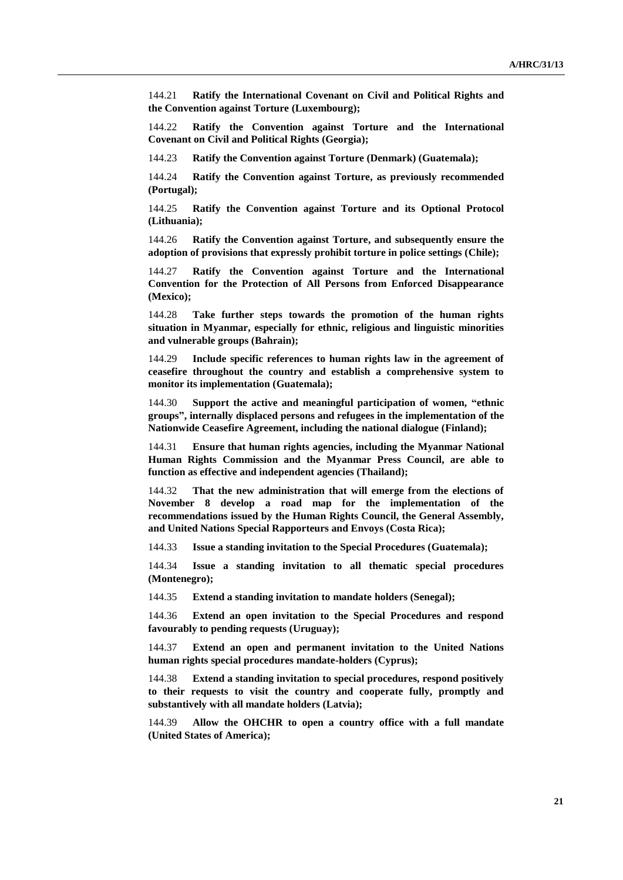144.21 **Ratify the International Covenant on Civil and Political Rights and the Convention against Torture (Luxembourg);**

144.22 **Ratify the Convention against Torture and the International Covenant on Civil and Political Rights (Georgia);**

144.23 **Ratify the Convention against Torture (Denmark) (Guatemala);**

144.24 **Ratify the Convention against Torture, as previously recommended (Portugal);**

144.25 **Ratify the Convention against Torture and its Optional Protocol (Lithuania);**

144.26 **Ratify the Convention against Torture, and subsequently ensure the adoption of provisions that expressly prohibit torture in police settings (Chile);**

144.27 **Ratify the Convention against Torture and the International Convention for the Protection of All Persons from Enforced Disappearance (Mexico);**

144.28 **Take further steps towards the promotion of the human rights situation in Myanmar, especially for ethnic, religious and linguistic minorities and vulnerable groups (Bahrain);**

144.29 **Include specific references to human rights law in the agreement of ceasefire throughout the country and establish a comprehensive system to monitor its implementation (Guatemala);**

144.30 **Support the active and meaningful participation of women, "ethnic groups", internally displaced persons and refugees in the implementation of the Nationwide Ceasefire Agreement, including the national dialogue (Finland);**

144.31 **Ensure that human rights agencies, including the Myanmar National Human Rights Commission and the Myanmar Press Council, are able to function as effective and independent agencies (Thailand);**

144.32 **That the new administration that will emerge from the elections of November 8 develop a road map for the implementation of the recommendations issued by the Human Rights Council, the General Assembly, and United Nations Special Rapporteurs and Envoys (Costa Rica);**

144.33 **Issue a standing invitation to the Special Procedures (Guatemala);**

144.34 **Issue a standing invitation to all thematic special procedures (Montenegro);**

144.35 **Extend a standing invitation to mandate holders (Senegal);**

144.36 **Extend an open invitation to the Special Procedures and respond favourably to pending requests (Uruguay);**

144.37 **Extend an open and permanent invitation to the United Nations human rights special procedures mandate-holders (Cyprus);**

144.38 **Extend a standing invitation to special procedures, respond positively to their requests to visit the country and cooperate fully, promptly and substantively with all mandate holders (Latvia);**

144.39 **Allow the OHCHR to open a country office with a full mandate (United States of America);**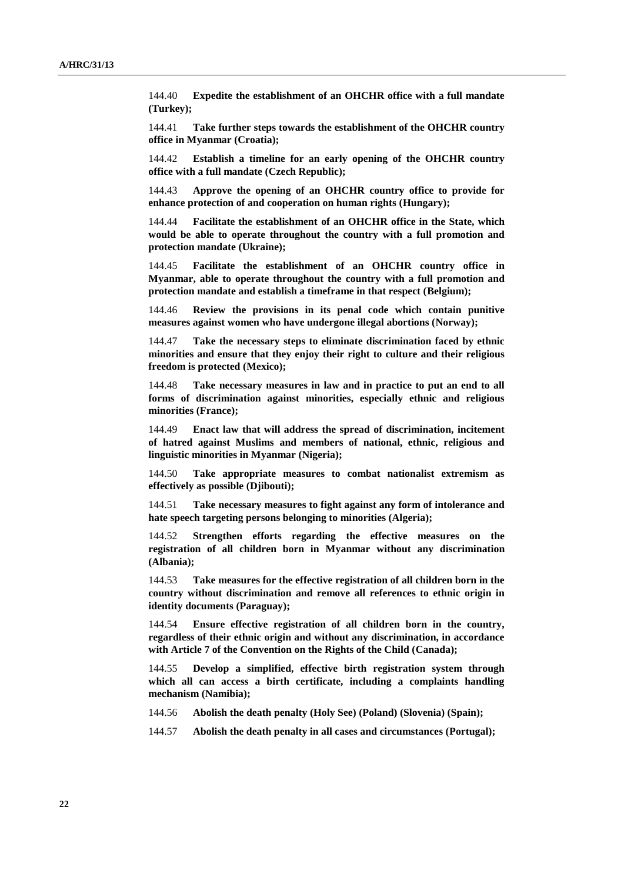144.40 **Expedite the establishment of an OHCHR office with a full mandate (Turkey);**

144.41 **Take further steps towards the establishment of the OHCHR country office in Myanmar (Croatia);**

144.42 **Establish a timeline for an early opening of the OHCHR country office with a full mandate (Czech Republic);**

144.43 **Approve the opening of an OHCHR country office to provide for enhance protection of and cooperation on human rights (Hungary);**

144.44 **Facilitate the establishment of an OHCHR office in the State, which would be able to operate throughout the country with a full promotion and protection mandate (Ukraine);**

144.45 **Facilitate the establishment of an OHCHR country office in Myanmar, able to operate throughout the country with a full promotion and protection mandate and establish a timeframe in that respect (Belgium);**

144.46 **Review the provisions in its penal code which contain punitive measures against women who have undergone illegal abortions (Norway);**

144.47 **Take the necessary steps to eliminate discrimination faced by ethnic minorities and ensure that they enjoy their right to culture and their religious freedom is protected (Mexico);**

144.48 **Take necessary measures in law and in practice to put an end to all forms of discrimination against minorities, especially ethnic and religious minorities (France);**

144.49 **Enact law that will address the spread of discrimination, incitement of hatred against Muslims and members of national, ethnic, religious and linguistic minorities in Myanmar (Nigeria);**

144.50 **Take appropriate measures to combat nationalist extremism as effectively as possible (Djibouti);**

144.51 **Take necessary measures to fight against any form of intolerance and hate speech targeting persons belonging to minorities (Algeria);**

144.52 **Strengthen efforts regarding the effective measures on the registration of all children born in Myanmar without any discrimination (Albania);**

144.53 **Take measures for the effective registration of all children born in the country without discrimination and remove all references to ethnic origin in identity documents (Paraguay);**

144.54 **Ensure effective registration of all children born in the country, regardless of their ethnic origin and without any discrimination, in accordance with Article 7 of the Convention on the Rights of the Child (Canada);**

144.55 **Develop a simplified, effective birth registration system through which all can access a birth certificate, including a complaints handling mechanism (Namibia);**

144.56 **Abolish the death penalty (Holy See) (Poland) (Slovenia) (Spain);**

144.57 **Abolish the death penalty in all cases and circumstances (Portugal);**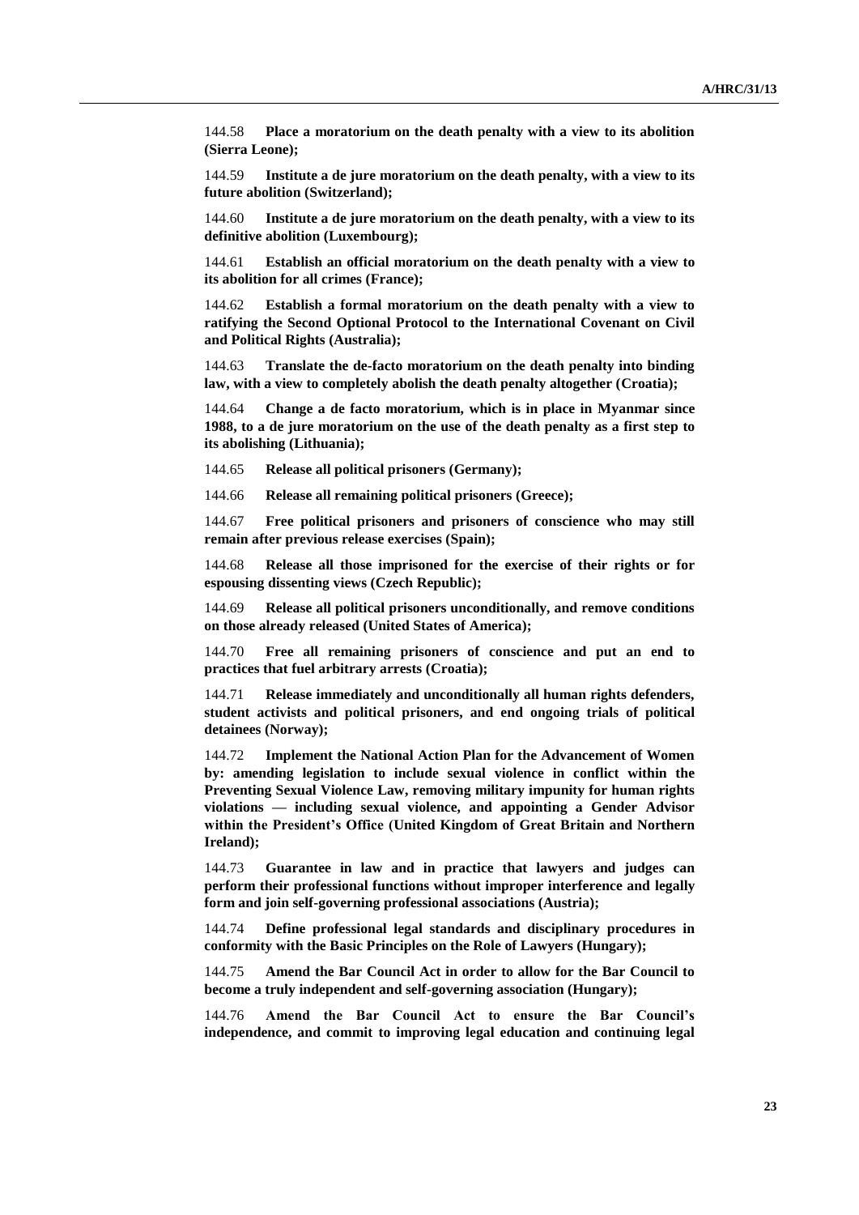144.58 **Place a moratorium on the death penalty with a view to its abolition (Sierra Leone);**

144.59 **Institute a de jure moratorium on the death penalty, with a view to its future abolition (Switzerland);**

144.60 **Institute a de jure moratorium on the death penalty, with a view to its definitive abolition (Luxembourg);**

144.61 **Establish an official moratorium on the death penalty with a view to its abolition for all crimes (France);**

144.62 **Establish a formal moratorium on the death penalty with a view to ratifying the Second Optional Protocol to the International Covenant on Civil and Political Rights (Australia);**

144.63 **Translate the de-facto moratorium on the death penalty into binding law, with a view to completely abolish the death penalty altogether (Croatia);**

144.64 **Change a de facto moratorium, which is in place in Myanmar since 1988, to a de jure moratorium on the use of the death penalty as a first step to its abolishing (Lithuania);**

144.65 **Release all political prisoners (Germany);**

144.66 **Release all remaining political prisoners (Greece);**

144.67 **Free political prisoners and prisoners of conscience who may still remain after previous release exercises (Spain);**

144.68 **Release all those imprisoned for the exercise of their rights or for espousing dissenting views (Czech Republic);**

144.69 **Release all political prisoners unconditionally, and remove conditions on those already released (United States of America);**

144.70 **Free all remaining prisoners of conscience and put an end to practices that fuel arbitrary arrests (Croatia);**

144.71 **Release immediately and unconditionally all human rights defenders, student activists and political prisoners, and end ongoing trials of political detainees (Norway);**

144.72 **Implement the National Action Plan for the Advancement of Women by: amending legislation to include sexual violence in conflict within the Preventing Sexual Violence Law, removing military impunity for human rights violations — including sexual violence, and appointing a Gender Advisor within the President's Office (United Kingdom of Great Britain and Northern Ireland);**

144.73 **Guarantee in law and in practice that lawyers and judges can perform their professional functions without improper interference and legally form and join self-governing professional associations (Austria);**

144.74 **Define professional legal standards and disciplinary procedures in conformity with the Basic Principles on the Role of Lawyers (Hungary);**

144.75 **Amend the Bar Council Act in order to allow for the Bar Council to become a truly independent and self-governing association (Hungary);**

144.76 **Amend the Bar Council Act to ensure the Bar Council's independence, and commit to improving legal education and continuing legal**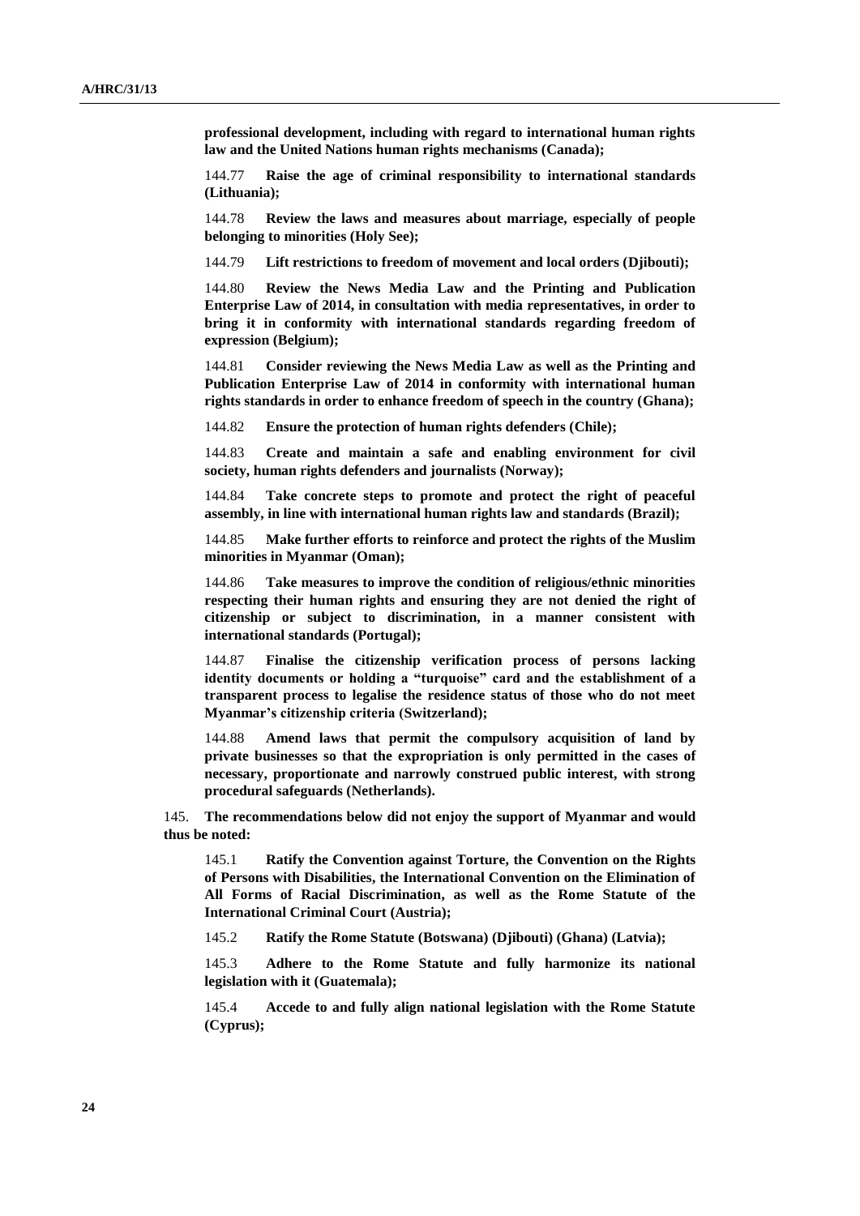**professional development, including with regard to international human rights law and the United Nations human rights mechanisms (Canada);**

144.77 **Raise the age of criminal responsibility to international standards (Lithuania);**

144.78 **Review the laws and measures about marriage, especially of people belonging to minorities (Holy See);**

144.79 **Lift restrictions to freedom of movement and local orders (Djibouti);**

144.80 **Review the News Media Law and the Printing and Publication Enterprise Law of 2014, in consultation with media representatives, in order to bring it in conformity with international standards regarding freedom of expression (Belgium);**

144.81 **Consider reviewing the News Media Law as well as the Printing and Publication Enterprise Law of 2014 in conformity with international human rights standards in order to enhance freedom of speech in the country (Ghana);**

144.82 **Ensure the protection of human rights defenders (Chile);**

144.83 **Create and maintain a safe and enabling environment for civil society, human rights defenders and journalists (Norway);**

144.84 **Take concrete steps to promote and protect the right of peaceful assembly, in line with international human rights law and standards (Brazil);**

144.85 **Make further efforts to reinforce and protect the rights of the Muslim minorities in Myanmar (Oman);**

144.86 **Take measures to improve the condition of religious/ethnic minorities respecting their human rights and ensuring they are not denied the right of citizenship or subject to discrimination, in a manner consistent with international standards (Portugal);**

144.87 **Finalise the citizenship verification process of persons lacking identity documents or holding a "turquoise" card and the establishment of a transparent process to legalise the residence status of those who do not meet Myanmar's citizenship criteria (Switzerland);**

144.88 **Amend laws that permit the compulsory acquisition of land by private businesses so that the expropriation is only permitted in the cases of necessary, proportionate and narrowly construed public interest, with strong procedural safeguards (Netherlands).**

145. **The recommendations below did not enjoy the support of Myanmar and would thus be noted:**

145.1 **Ratify the Convention against Torture, the Convention on the Rights of Persons with Disabilities, the International Convention on the Elimination of All Forms of Racial Discrimination, as well as the Rome Statute of the International Criminal Court (Austria);**

145.2 **Ratify the Rome Statute (Botswana) (Djibouti) (Ghana) (Latvia);**

145.3 **Adhere to the Rome Statute and fully harmonize its national legislation with it (Guatemala);**

145.4 **Accede to and fully align national legislation with the Rome Statute (Cyprus);**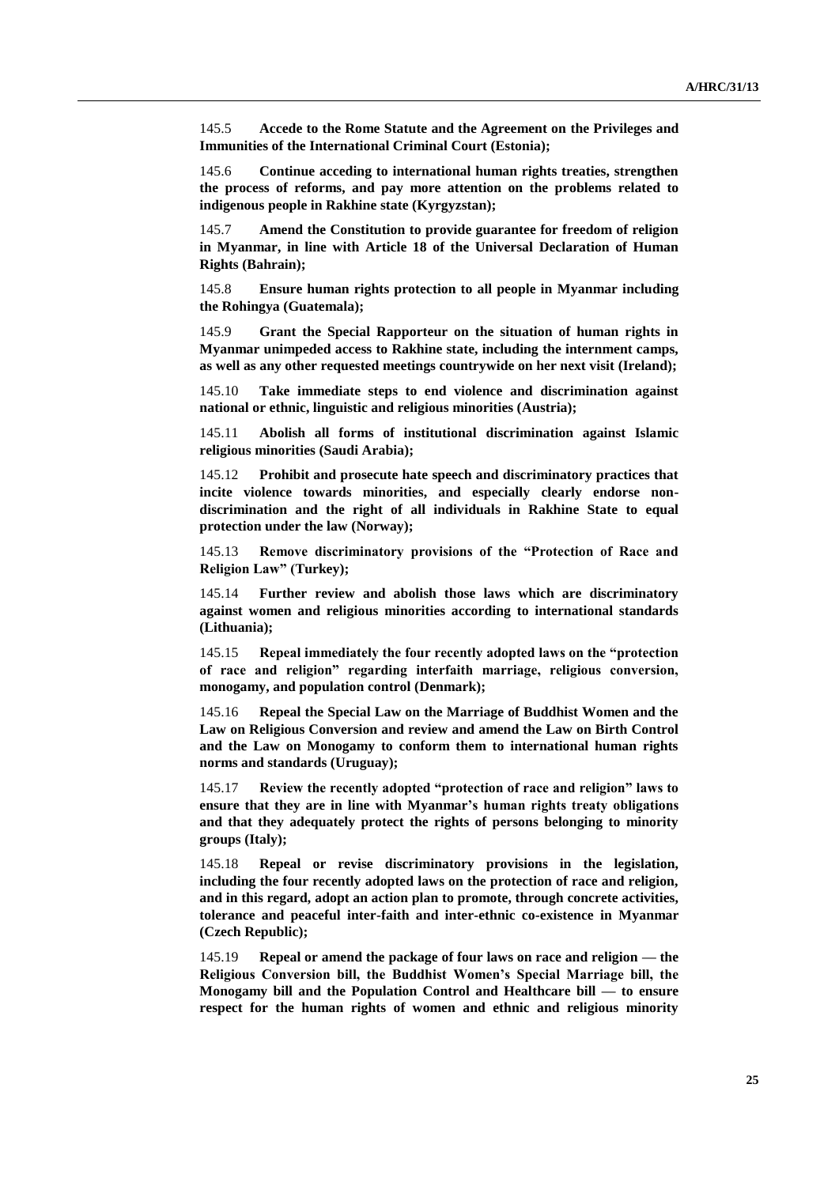145.5 **Accede to the Rome Statute and the Agreement on the Privileges and Immunities of the International Criminal Court (Estonia);**

145.6 **Continue acceding to international human rights treaties, strengthen the process of reforms, and pay more attention on the problems related to indigenous people in Rakhine state (Kyrgyzstan);**

145.7 **Amend the Constitution to provide guarantee for freedom of religion in Myanmar, in line with Article 18 of the Universal Declaration of Human Rights (Bahrain);**

145.8 **Ensure human rights protection to all people in Myanmar including the Rohingya (Guatemala);**

145.9 **Grant the Special Rapporteur on the situation of human rights in Myanmar unimpeded access to Rakhine state, including the internment camps, as well as any other requested meetings countrywide on her next visit (Ireland);**

145.10 **Take immediate steps to end violence and discrimination against national or ethnic, linguistic and religious minorities (Austria);**

145.11 **Abolish all forms of institutional discrimination against Islamic religious minorities (Saudi Arabia);**

145.12 **Prohibit and prosecute hate speech and discriminatory practices that incite violence towards minorities, and especially clearly endorse non-discrimination and the right of all individuals in Rakhine State to equal protection under the law (Norway);**

145.13 **Remove discriminatory provisions of the "Protection of Race and Religion Law" (Turkey);**

145.14 **Further review and abolish those laws which are discriminatory against women and religious minorities according to international standards (Lithuania);**

145.15 **Repeal immediately the four recently adopted laws on the "protection of race and religion" regarding interfaith marriage, religious conversion, monogamy, and population control (Denmark);**

145.16 **Repeal the Special Law on the Marriage of Buddhist Women and the Law on Religious Conversion and review and amend the Law on Birth Control and the Law on Monogamy to conform them to international human rights norms and standards (Uruguay);**

145.17 **Review the recently adopted "protection of race and religion" laws to ensure that they are in line with Myanmar's human rights treaty obligations and that they adequately protect the rights of persons belonging to minority groups (Italy);**

145.18 **Repeal or revise discriminatory provisions in the legislation, including the four recently adopted laws on the protection of race and religion, and in this regard, adopt an action plan to promote, through concrete activities, tolerance and peaceful inter-faith and inter-ethnic co-existence in Myanmar (Czech Republic);**

145.19 **Repeal or amend the package of four laws on race and religion — the Religious Conversion bill, the Buddhist Women's Special Marriage bill, the Monogamy bill and the Population Control and Healthcare bill — to ensure respect for the human rights of women and ethnic and religious minority**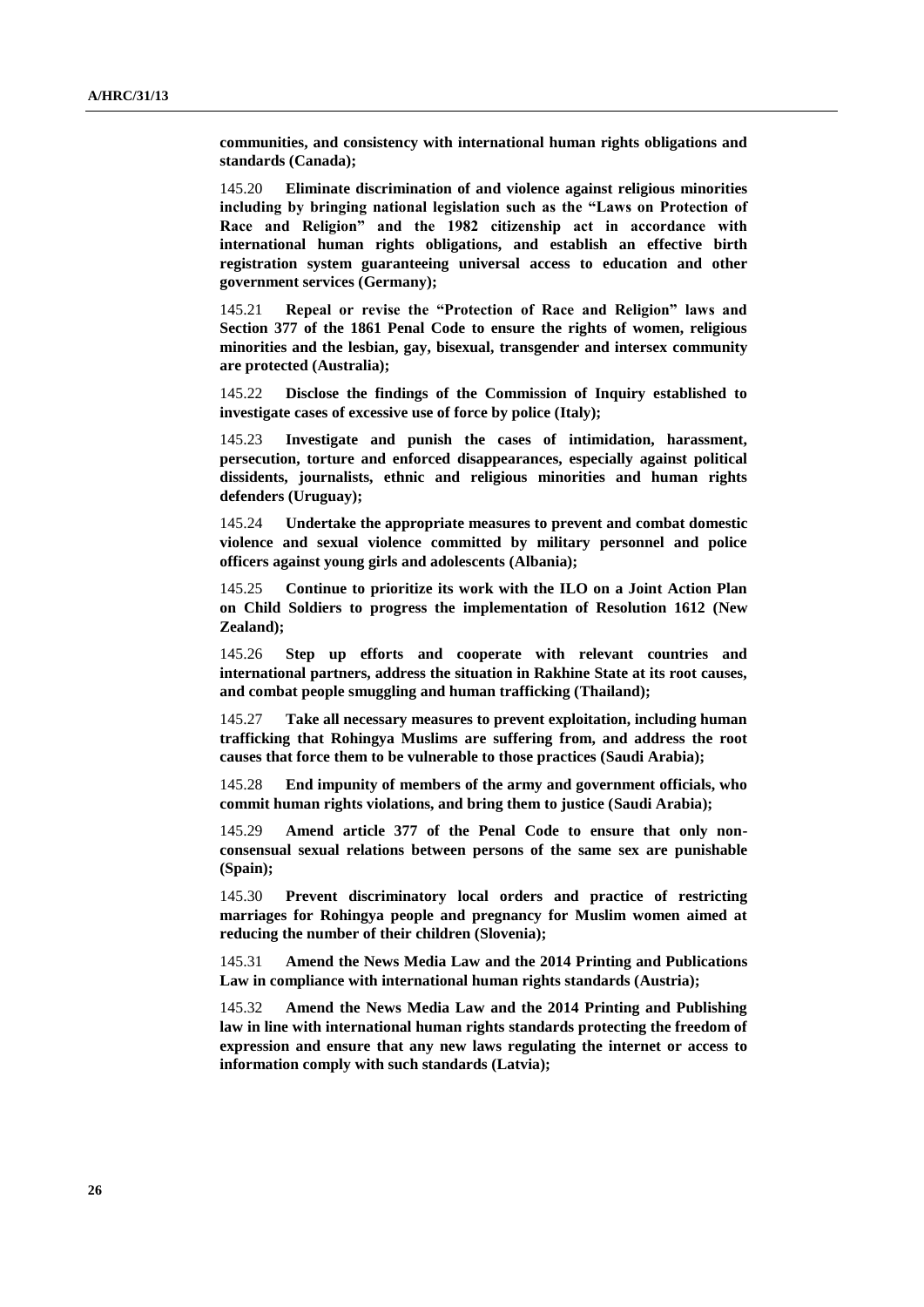**communities, and consistency with international human rights obligations and standards (Canada);**

145.20 **Eliminate discrimination of and violence against religious minorities including by bringing national legislation such as the "Laws on Protection of Race and Religion" and the 1982 citizenship act in accordance with international human rights obligations, and establish an effective birth registration system guaranteeing universal access to education and other government services (Germany);**

145.21 **Repeal or revise the "Protection of Race and Religion" laws and Section 377 of the 1861 Penal Code to ensure the rights of women, religious minorities and the lesbian, gay, bisexual, transgender and intersex community are protected (Australia);**

145.22 **Disclose the findings of the Commission of Inquiry established to investigate cases of excessive use of force by police (Italy);**

145.23 **Investigate and punish the cases of intimidation, harassment, persecution, torture and enforced disappearances, especially against political dissidents, journalists, ethnic and religious minorities and human rights defenders (Uruguay);**

145.24 **Undertake the appropriate measures to prevent and combat domestic violence and sexual violence committed by military personnel and police officers against young girls and adolescents (Albania);**

145.25 **Continue to prioritize its work with the ILO on a Joint Action Plan on Child Soldiers to progress the implementation of Resolution 1612 (New Zealand);**

145.26 **Step up efforts and cooperate with relevant countries and international partners, address the situation in Rakhine State at its root causes, and combat people smuggling and human trafficking (Thailand);**

145.27 **Take all necessary measures to prevent exploitation, including human trafficking that Rohingya Muslims are suffering from, and address the root causes that force them to be vulnerable to those practices (Saudi Arabia);**

145.28 **End impunity of members of the army and government officials, who commit human rights violations, and bring them to justice (Saudi Arabia);**

145.29 **Amend article 377 of the Penal Code to ensure that only non-consensual sexual relations between persons of the same sex are punishable (Spain);**

145.30 **Prevent discriminatory local orders and practice of restricting marriages for Rohingya people and pregnancy for Muslim women aimed at reducing the number of their children (Slovenia);**

145.31 **Amend the News Media Law and the 2014 Printing and Publications Law in compliance with international human rights standards (Austria);**

145.32 **Amend the News Media Law and the 2014 Printing and Publishing law in line with international human rights standards protecting the freedom of expression and ensure that any new laws regulating the internet or access to information comply with such standards (Latvia);**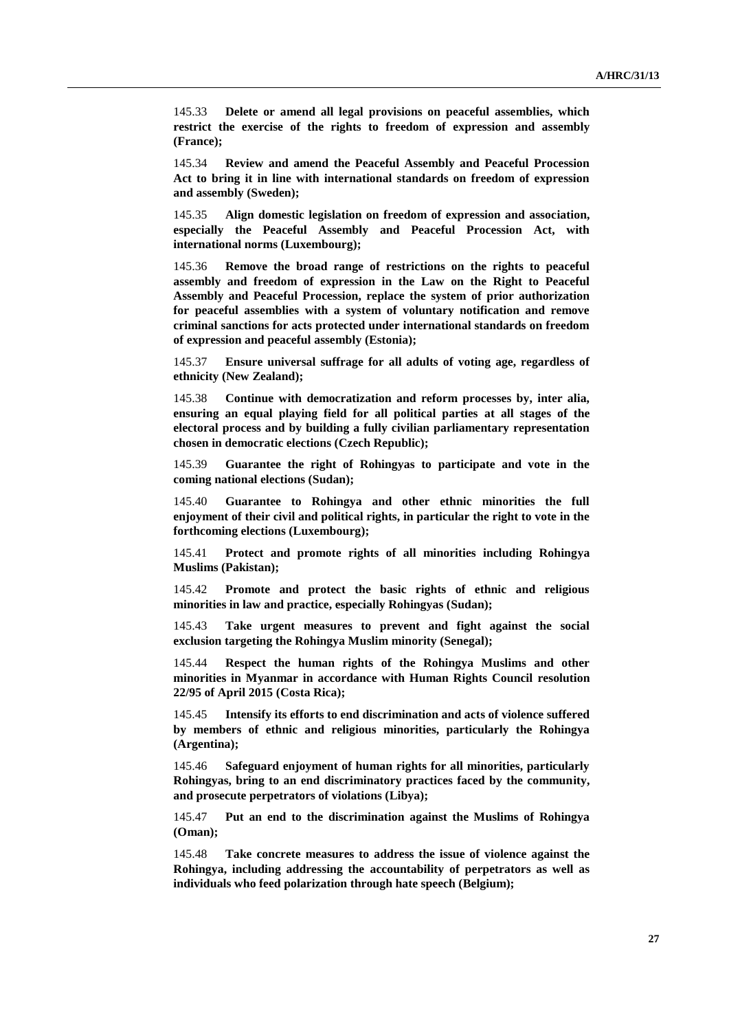145.33 **Delete or amend all legal provisions on peaceful assemblies, which restrict the exercise of the rights to freedom of expression and assembly (France);**

145.34 **Review and amend the Peaceful Assembly and Peaceful Procession Act to bring it in line with international standards on freedom of expression and assembly (Sweden);**

145.35 **Align domestic legislation on freedom of expression and association, especially the Peaceful Assembly and Peaceful Procession Act, with international norms (Luxembourg);**

145.36 **Remove the broad range of restrictions on the rights to peaceful assembly and freedom of expression in the Law on the Right to Peaceful Assembly and Peaceful Procession, replace the system of prior authorization for peaceful assemblies with a system of voluntary notification and remove criminal sanctions for acts protected under international standards on freedom of expression and peaceful assembly (Estonia);**

145.37 **Ensure universal suffrage for all adults of voting age, regardless of ethnicity (New Zealand);**

145.38 **Continue with democratization and reform processes by, inter alia, ensuring an equal playing field for all political parties at all stages of the electoral process and by building a fully civilian parliamentary representation chosen in democratic elections (Czech Republic);**

145.39 **Guarantee the right of Rohingyas to participate and vote in the coming national elections (Sudan);**

145.40 **Guarantee to Rohingya and other ethnic minorities the full enjoyment of their civil and political rights, in particular the right to vote in the forthcoming elections (Luxembourg);**

145.41 **Protect and promote rights of all minorities including Rohingya Muslims (Pakistan);**

145.42 **Promote and protect the basic rights of ethnic and religious minorities in law and practice, especially Rohingyas (Sudan);**

145.43 **Take urgent measures to prevent and fight against the social exclusion targeting the Rohingya Muslim minority (Senegal);**

145.44 **Respect the human rights of the Rohingya Muslims and other minorities in Myanmar in accordance with Human Rights Council resolution 22/95 of April 2015 (Costa Rica);**

145.45 **Intensify its efforts to end discrimination and acts of violence suffered by members of ethnic and religious minorities, particularly the Rohingya (Argentina);**

145.46 **Safeguard enjoyment of human rights for all minorities, particularly Rohingyas, bring to an end discriminatory practices faced by the community, and prosecute perpetrators of violations (Libya);**

145.47 **Put an end to the discrimination against the Muslims of Rohingya (Oman);**

145.48 **Take concrete measures to address the issue of violence against the Rohingya, including addressing the accountability of perpetrators as well as individuals who feed polarization through hate speech (Belgium);**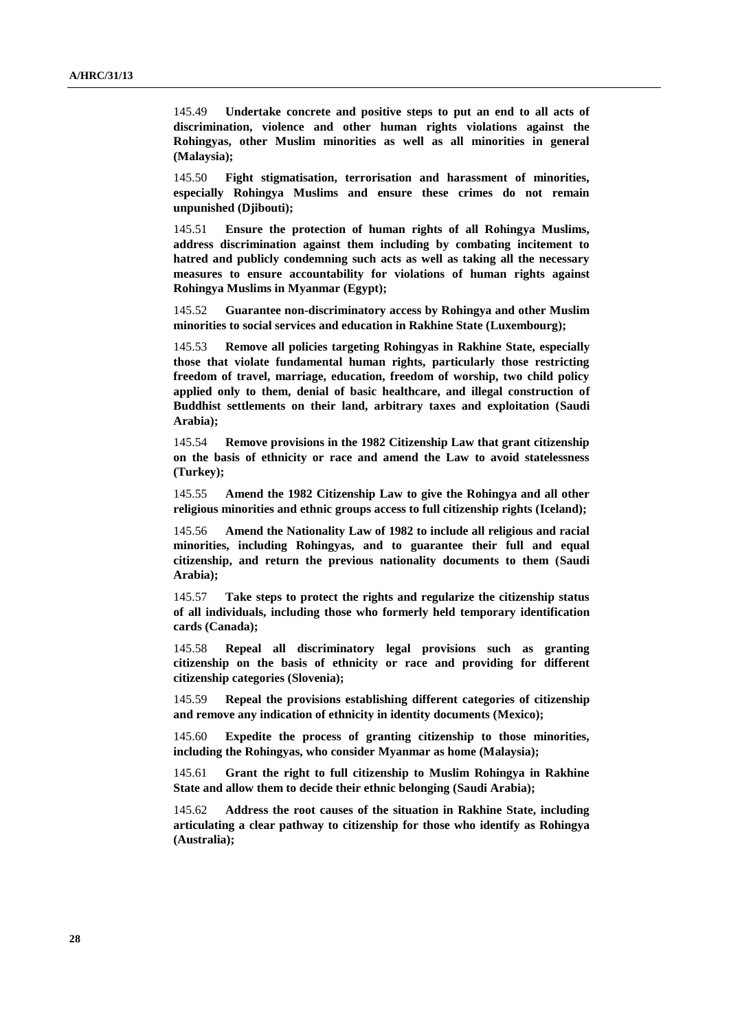145.49 **Undertake concrete and positive steps to put an end to all acts of discrimination, violence and other human rights violations against the Rohingyas, other Muslim minorities as well as all minorities in general (Malaysia);**

145.50 **Fight stigmatisation, terrorisation and harassment of minorities, especially Rohingya Muslims and ensure these crimes do not remain unpunished (Djibouti);**

145.51 **Ensure the protection of human rights of all Rohingya Muslims, address discrimination against them including by combating incitement to hatred and publicly condemning such acts as well as taking all the necessary measures to ensure accountability for violations of human rights against Rohingya Muslims in Myanmar (Egypt);**

145.52 **Guarantee non-discriminatory access by Rohingya and other Muslim minorities to social services and education in Rakhine State (Luxembourg);**

145.53 **Remove all policies targeting Rohingyas in Rakhine State, especially those that violate fundamental human rights, particularly those restricting freedom of travel, marriage, education, freedom of worship, two child policy applied only to them, denial of basic healthcare, and illegal construction of Buddhist settlements on their land, arbitrary taxes and exploitation (Saudi Arabia);**

145.54 **Remove provisions in the 1982 Citizenship Law that grant citizenship on the basis of ethnicity or race and amend the Law to avoid statelessness (Turkey);**

145.55 **Amend the 1982 Citizenship Law to give the Rohingya and all other religious minorities and ethnic groups access to full citizenship rights (Iceland);**

145.56 **Amend the Nationality Law of 1982 to include all religious and racial minorities, including Rohingyas, and to guarantee their full and equal citizenship, and return the previous nationality documents to them (Saudi Arabia);**

145.57 **Take steps to protect the rights and regularize the citizenship status of all individuals, including those who formerly held temporary identification cards (Canada);**

145.58 **Repeal all discriminatory legal provisions such as granting citizenship on the basis of ethnicity or race and providing for different citizenship categories (Slovenia);**

145.59 **Repeal the provisions establishing different categories of citizenship and remove any indication of ethnicity in identity documents (Mexico);**

145.60 **Expedite the process of granting citizenship to those minorities, including the Rohingyas, who consider Myanmar as home (Malaysia);**

145.61 **Grant the right to full citizenship to Muslim Rohingya in Rakhine State and allow them to decide their ethnic belonging (Saudi Arabia);**

145.62 **Address the root causes of the situation in Rakhine State, including articulating a clear pathway to citizenship for those who identify as Rohingya (Australia);**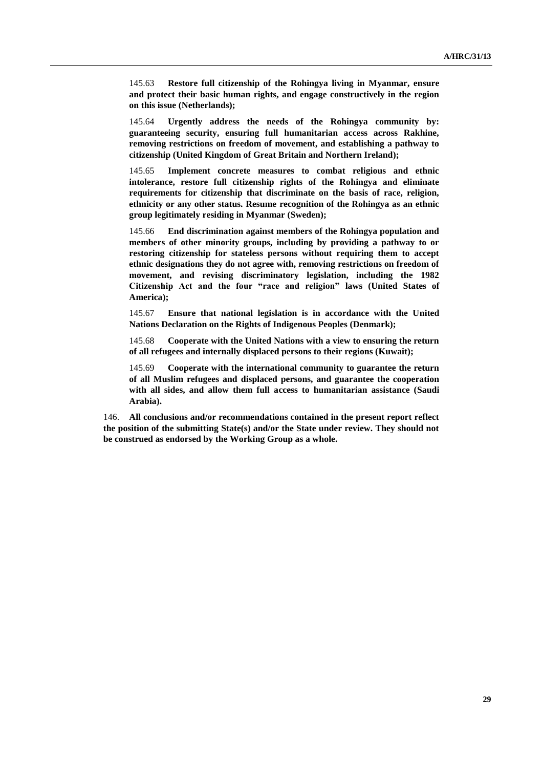145.63 **Restore full citizenship of the Rohingya living in Myanmar, ensure and protect their basic human rights, and engage constructively in the region on this issue (Netherlands);**

145.64 **Urgently address the needs of the Rohingya community by: guaranteeing security, ensuring full humanitarian access across Rakhine, removing restrictions on freedom of movement, and establishing a pathway to citizenship (United Kingdom of Great Britain and Northern Ireland);**

145.65 **Implement concrete measures to combat religious and ethnic intolerance, restore full citizenship rights of the Rohingya and eliminate requirements for citizenship that discriminate on the basis of race, religion, ethnicity or any other status. Resume recognition of the Rohingya as an ethnic group legitimately residing in Myanmar (Sweden);**

145.66 **End discrimination against members of the Rohingya population and members of other minority groups, including by providing a pathway to or restoring citizenship for stateless persons without requiring them to accept ethnic designations they do not agree with, removing restrictions on freedom of movement, and revising discriminatory legislation, including the 1982 Citizenship Act and the four "race and religion" laws (United States of America);**

145.67 **Ensure that national legislation is in accordance with the United Nations Declaration on the Rights of Indigenous Peoples (Denmark);**

145.68 **Cooperate with the United Nations with a view to ensuring the return of all refugees and internally displaced persons to their regions (Kuwait);**

145.69 **Cooperate with the international community to guarantee the return of all Muslim refugees and displaced persons, and guarantee the cooperation with all sides, and allow them full access to humanitarian assistance (Saudi Arabia).**

146. **All conclusions and/or recommendations contained in the present report reflect the position of the submitting State(s) and/or the State under review. They should not be construed as endorsed by the Working Group as a whole.**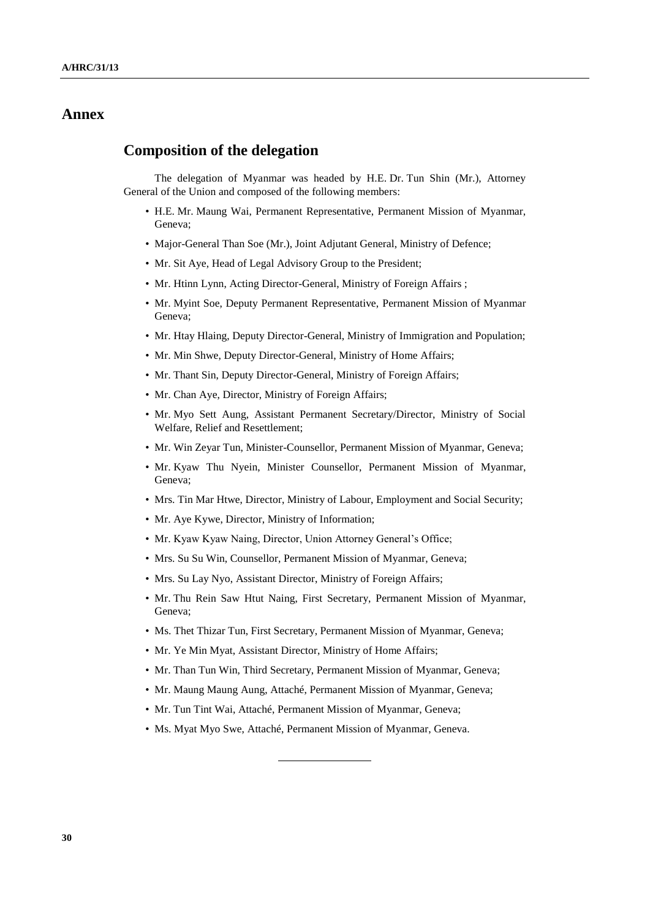# Annex

## Composition of the delegation

The delegation of Myanmar was headed by H.E. Dr. Tun Shin (Mr.), Attorney General of the Union and composed of the following members:

- H.E. Mr. Maung Wai, Permanent Representative, Permanent Mission of Myanmar, Geneva;
- Major-General Than Soe (Mr.), Joint Adjutant General, Ministry of Defence;
- Mr. Sit Aye, Head of Legal Advisory Group to the President;
- Mr. Htinn Lynn, Acting Director-General, Ministry of Foreign Affairs ;
- Mr. Myint Soe, Deputy Permanent Representative, Permanent Mission of Myanmar Geneva;
- Mr. Htay Hlaing, Deputy Director-General, Ministry of Immigration and Population;
- Mr. Min Shwe, Deputy Director-General, Ministry of Home Affairs;
- Mr. Thant Sin, Deputy Director-General, Ministry of Foreign Affairs;
- Mr. Chan Aye, Director, Ministry of Foreign Affairs;
- Mr. Myo Sett Aung, Assistant Permanent Secretary/Director, Ministry of Social Welfare, Relief and Resettlement;
- Mr. Win Zeyar Tun, Minister-Counsellor, Permanent Mission of Myanmar, Geneva;
- Mr. Kyaw Thu Nyein, Minister Counsellor, Permanent Mission of Myanmar, Geneva;
- Mrs. Tin Mar Htwe, Director, Ministry of Labour, Employment and Social Security;
- Mr. Aye Kywe, Director, Ministry of Information;
- Mr. Kyaw Kyaw Naing, Director, Union Attorney General's Office;
- Mrs. Su Su Win, Counsellor, Permanent Mission of Myanmar, Geneva;
- Mrs. Su Lay Nyo, Assistant Director, Ministry of Foreign Affairs;
- Mr. Thu Rein Saw Htut Naing, First Secretary, Permanent Mission of Myanmar, Geneva;
- Ms. Thet Thizar Tun, First Secretary, Permanent Mission of Myanmar, Geneva;
- Mr. Ye Min Myat, Assistant Director, Ministry of Home Affairs;
- Mr. Than Tun Win, Third Secretary, Permanent Mission of Myanmar, Geneva;
- Mr. Maung Maung Aung, Attaché, Permanent Mission of Myanmar, Geneva;
- Mr. Tun Tint Wai, Attaché, Permanent Mission of Myanmar, Geneva;
- Ms. Myat Myo Swe, Attaché, Permanent Mission of Myanmar, Geneva.